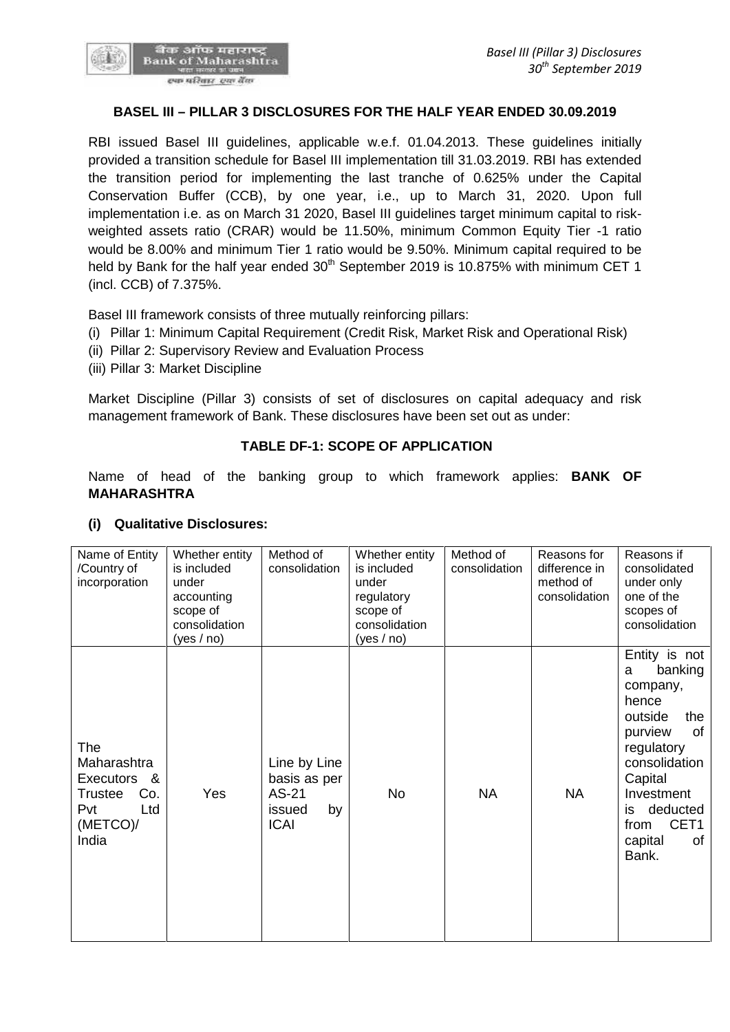## BASEL III – PILLAR 3 DISCLOSURES FOR THE HALF YEAR ENDED 30.09.2019

RBI issued Basel III guidelines, applicable w.e.f. 01.04.2013. These guidelines initially provided a transition schedule for Basel III implementation till 31.03.2019. RBI has extended the transition period for implementing the last tranche of 0.625% under the Capital Conservation Buffer (CCB), by one year, i.e., up to March 31, 2020. Upon full implementation i.e. as on March 31 2020, Basel III guidelines target minimum capital to risk-weighted assets ratio (CRAR) would be 11.50%, minimum Common Equity Tier -1 ratio would be 8.00% and minimum Tier 1 ratio would be 9.50%. Minimum capital required to be held by Bank for the half year ended 30th September 2019 is 10.875% with minimum CET 1 (incl. CCB) of 7.375%.

Basel III framework consists of three mutually reinforcing pillars:

(i) Pillar 1: Minimum Capital Requirement (Credit Risk, Market Risk and Operational Risk)
(ii) Pillar 2: Supervisory Review and Evaluation Process
(iii) Pillar 3: Market Discipline

Market Discipline (Pillar 3) consists of set of disclosures on capital adequacy and risk management framework of Bank. These disclosures have been set out as under:

### TABLE DF-1: SCOPE OF APPLICATION

Name of head of the banking group to which framework applies: **BANK OF MAHARASHTRA**

#### (i) Qualitative Disclosures:

| Name of Entity /Country of incorporation | Whether entity is included under accounting scope of consolidation (yes / no) | Method of consolidation | Whether entity is included under regulatory scope of consolidation (yes / no) | Method of consolidation | Reasons for difference in method of consolidation | Reasons if consolidated under only one of the scopes of consolidation |
|---|---|---|---|---|---|---|
| The Maharashtra Executors & Trustee Co. Pvt Ltd (METCO)/ India | Yes | Line by Line basis as per AS-21 issued by ICAI | No | NA | NA | Entity is not a banking company, hence outside the purview of regulatory consolidation Capital Investment is deducted from CET1 capital of Bank. |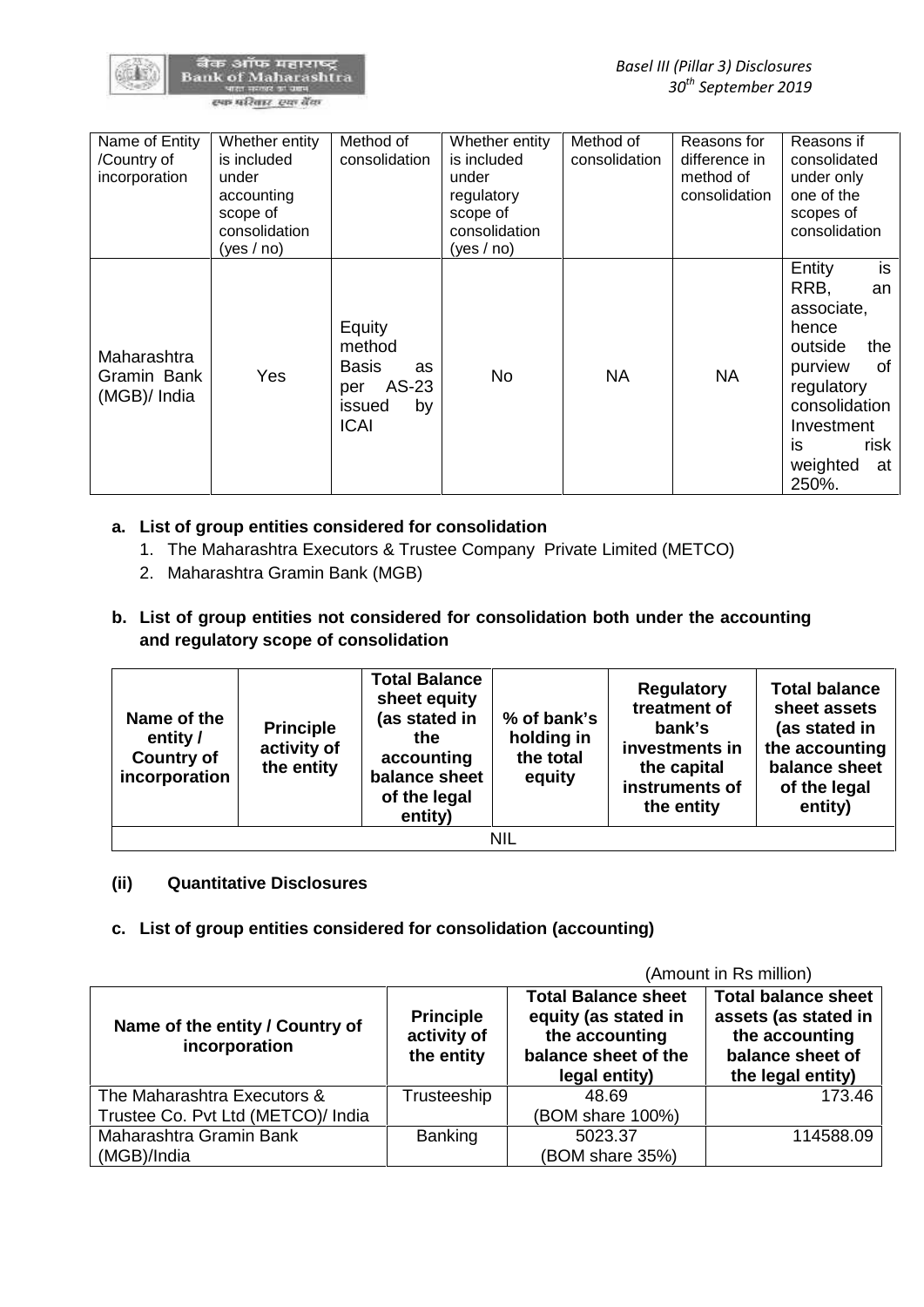| Name of Entity /Country of incorporation | Whether entity is included under accounting scope of consolidation (yes / no) | Method of consolidation | Whether entity is included under regulatory scope of consolidation (yes / no) | Method of consolidation | Reasons for difference in method of consolidation | Reasons if consolidated under only one of the scopes of consolidation |
|---|---|---|---|---|---|---|
| Maharashtra Gramin Bank (MGB)/ India | Yes | Equity method Basis as per AS-23 issued by ICAI | No | NA | NA | Entity is RRB, an associate, hence outside the purview of regulatory consolidation Investment is risk weighted at 250%. |

**a. List of group entities considered for consolidation**

1. The Maharashtra Executors & Trustee Company Private Limited (METCO)
2. Maharashtra Gramin Bank (MGB)

**b. List of group entities not considered for consolidation both under the accounting and regulatory scope of consolidation**

| Name of the entity / Country of incorporation | Principle activity of the entity | Total Balance sheet equity (as stated in the accounting balance sheet of the legal entity) | % of bank's holding in the total equity | Regulatory treatment of bank's investments in the capital instruments of the entity | Total balance sheet assets (as stated in the accounting balance sheet of the legal entity) |
|---|---|---|---|---|---|
| NIL | | | | | |

**(ii) Quantitative Disclosures**

**c. List of group entities considered for consolidation (accounting)**

(Amount in Rs million)

| Name of the entity / Country of incorporation | Principle activity of the entity | Total Balance sheet equity (as stated in the accounting balance sheet of the legal entity) | Total balance sheet assets (as stated in the accounting balance sheet of the legal entity) |
|---|---|---|---|
| The Maharashtra Executors & Trustee Co. Pvt Ltd (METCO)/ India | Trusteeship | 48.69 (BOM share 100%) | 173.46 |
| Maharashtra Gramin Bank (MGB)/India | Banking | 5023.37 (BOM share 35%) | 114588.09 |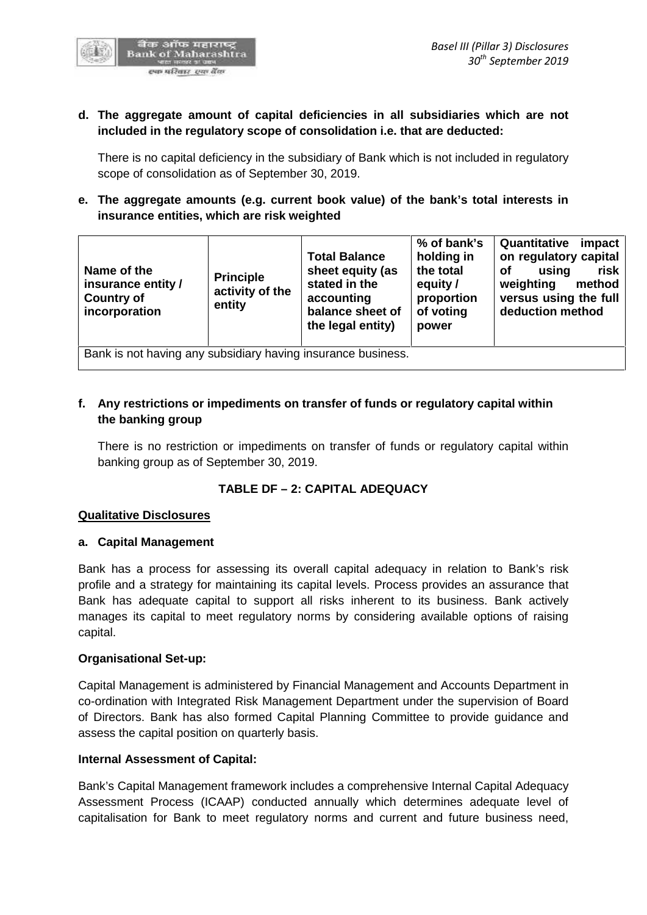**d. The aggregate amount of capital deficiencies in all subsidiaries which are not included in the regulatory scope of consolidation i.e. that are deducted:**

There is no capital deficiency in the subsidiary of Bank which is not included in regulatory scope of consolidation as of September 30, 2019.

**e. The aggregate amounts (e.g. current book value) of the bank's total interests in insurance entities, which are risk weighted**

| Name of the insurance entity / Country of incorporation | Principle activity of the entity | Total Balance sheet equity (as stated in the accounting balance sheet of the legal entity) | % of bank's holding in the total equity / proportion of voting power | Quantitative impact on regulatory capital of using risk weighting method versus using the full deduction method |
|---|---|---|---|---|
| Bank is not having any subsidiary having insurance business. | | | | |

**f. Any restrictions or impediments on transfer of funds or regulatory capital within the banking group**

There is no restriction or impediments on transfer of funds or regulatory capital within banking group as of September 30, 2019.

## TABLE DF – 2: CAPITAL ADEQUACY

**Qualitative Disclosures**

**a. Capital Management**

Bank has a process for assessing its overall capital adequacy in relation to Bank's risk profile and a strategy for maintaining its capital levels. Process provides an assurance that Bank has adequate capital to support all risks inherent to its business. Bank actively manages its capital to meet regulatory norms by considering available options of raising capital.

**Organisational Set-up:**

Capital Management is administered by Financial Management and Accounts Department in co-ordination with Integrated Risk Management Department under the supervision of Board of Directors. Bank has also formed Capital Planning Committee to provide guidance and assess the capital position on quarterly basis.

**Internal Assessment of Capital:**

Bank's Capital Management framework includes a comprehensive Internal Capital Adequacy Assessment Process (ICAAP) conducted annually which determines adequate level of capitalisation for Bank to meet regulatory norms and current and future business need,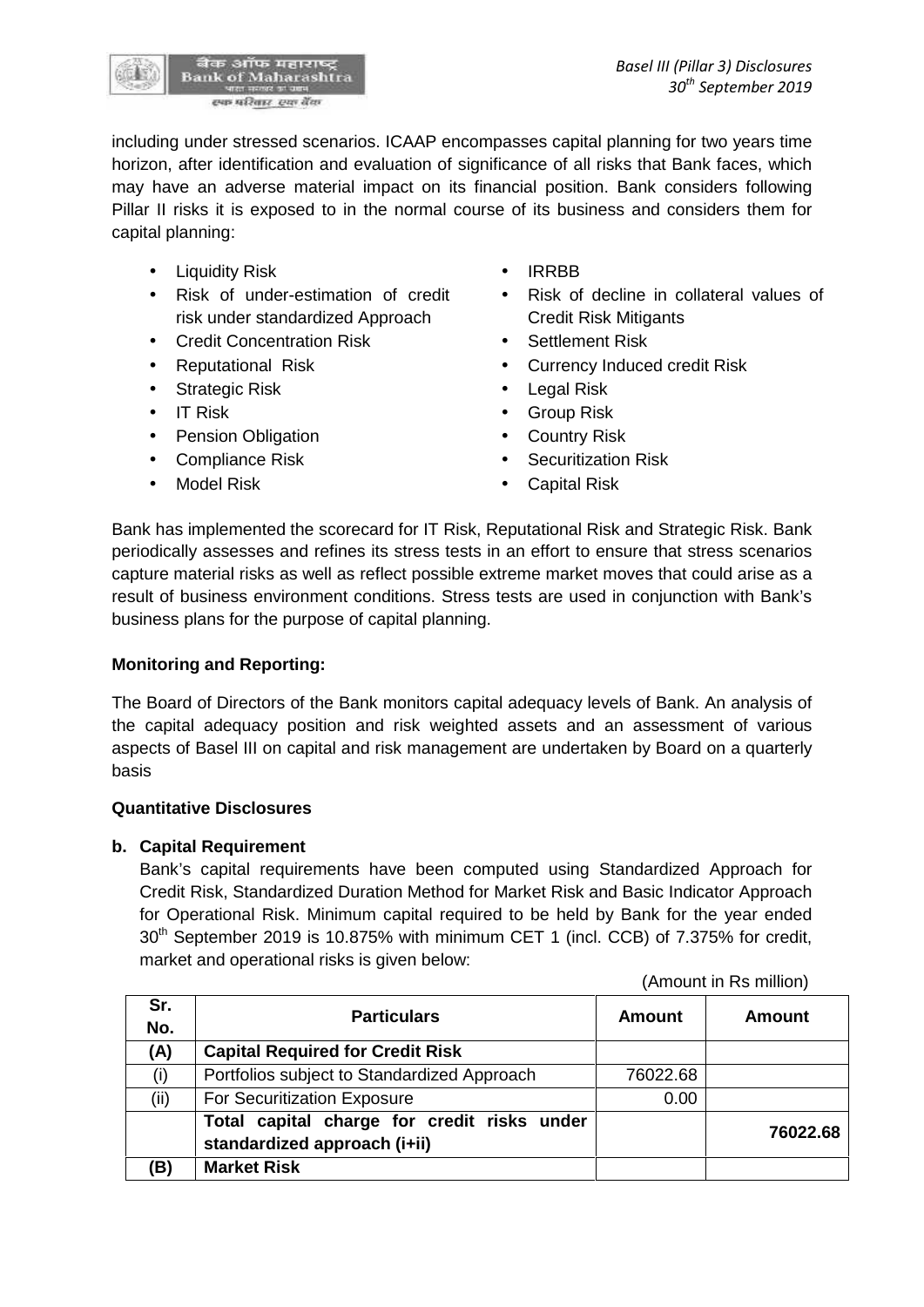including under stressed scenarios. ICAAP encompasses capital planning for two years time horizon, after identification and evaluation of significance of all risks that Bank faces, which may have an adverse material impact on its financial position. Bank considers following Pillar II risks it is exposed to in the normal course of its business and considers them for capital planning:

- Liquidity Risk
- Risk of under-estimation of credit risk under standardized Approach
- Credit Concentration Risk
- Reputational Risk
- Strategic Risk
- IT Risk
- Pension Obligation
- Compliance Risk
- Model Risk
- IRRBB
- Risk of decline in collateral values of Credit Risk Mitigants
- Settlement Risk
- Currency Induced credit Risk
- Legal Risk
- Group Risk
- Country Risk
- Securitization Risk
- Capital Risk

Bank has implemented the scorecard for IT Risk, Reputational Risk and Strategic Risk. Bank periodically assesses and refines its stress tests in an effort to ensure that stress scenarios capture material risks as well as reflect possible extreme market moves that could arise as a result of business environment conditions. Stress tests are used in conjunction with Bank's business plans for the purpose of capital planning.

**Monitoring and Reporting:**

The Board of Directors of the Bank monitors capital adequacy levels of Bank. An analysis of the capital adequacy position and risk weighted assets and an assessment of various aspects of Basel III on capital and risk management are undertaken by Board on a quarterly basis

**Quantitative Disclosures**

**b. Capital Requirement**

Bank's capital requirements have been computed using Standardized Approach for Credit Risk, Standardized Duration Method for Market Risk and Basic Indicator Approach for Operational Risk. Minimum capital required to be held by Bank for the year ended 30th September 2019 is 10.875% with minimum CET 1 (incl. CCB) of 7.375% for credit, market and operational risks is given below:

(Amount in Rs million)

| Sr. No. | Particulars | Amount | Amount |
|---|---|---|---|
| **(A)** | **Capital Required for Credit Risk** | | |
| (i) | Portfolios subject to Standardized Approach | 76022.68 | |
| (ii) | For Securitization Exposure | 0.00 | |
| | **Total capital charge for credit risks under standardized approach (i+ii)** | | **76022.68** |
| **(B)** | **Market Risk** | | |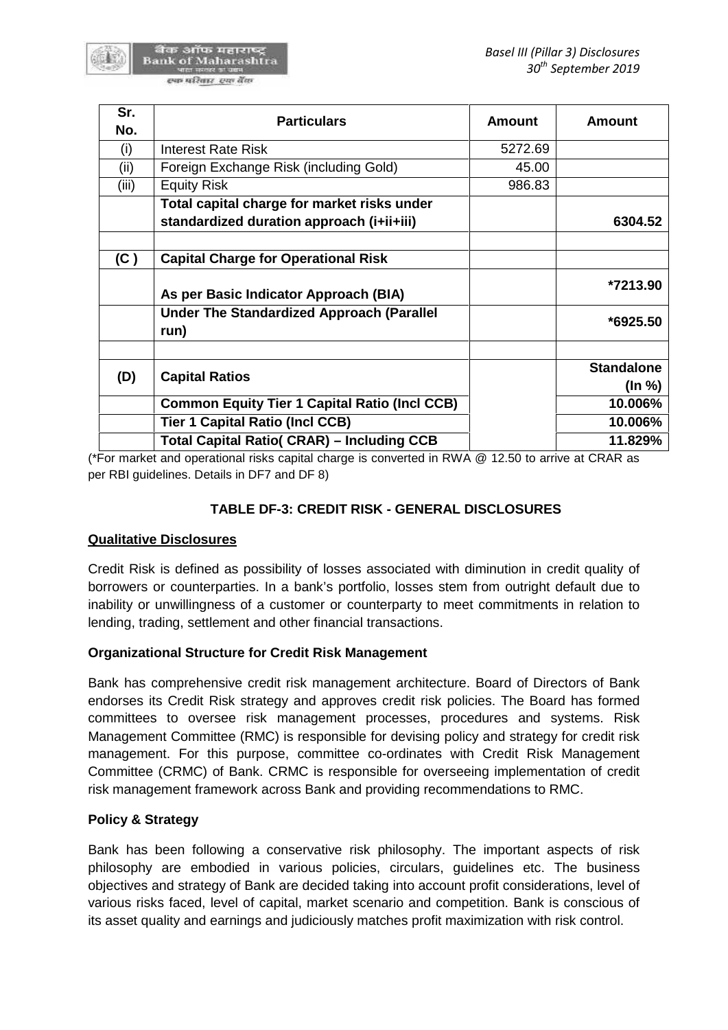| Sr. No. | Particulars | Amount | Amount |
|---|---|---|---|
| (i) | Interest Rate Risk | 5272.69 | |
| (ii) | Foreign Exchange Risk (including Gold) | 45.00 | |
| (iii) | Equity Risk | 986.83 | |
| | **Total capital charge for market risks under standardized duration approach (i+ii+iii)** | | **6304.52** |
| | | | |
| **(C )** | **Capital Charge for Operational Risk** | | |
| | **As per Basic Indicator Approach (BIA)** | | **\*7213.90** |
| | **Under The Standardized Approach (Parallel run)** | | **\*6925.50** |
| | | | |
| **(D)** | **Capital Ratios** | | **Standalone (In %)** |
| | **Common Equity Tier 1 Capital Ratio (Incl CCB)** | | **10.006%** |
| | **Tier 1 Capital Ratio (Incl CCB)** | | **10.006%** |
| | **Total Capital Ratio( CRAR) – Including CCB** | | **11.829%** |

(*For market and operational risks capital charge is converted in RWA @ 12.50 to arrive at CRAR as per RBI guidelines. Details in DF7 and DF 8)

## TABLE DF-3: CREDIT RISK - GENERAL DISCLOSURES

**Qualitative Disclosures**

Credit Risk is defined as possibility of losses associated with diminution in credit quality of borrowers or counterparties. In a bank's portfolio, losses stem from outright default due to inability or unwillingness of a customer or counterparty to meet commitments in relation to lending, trading, settlement and other financial transactions.

**Organizational Structure for Credit Risk Management**

Bank has comprehensive credit risk management architecture. Board of Directors of Bank endorses its Credit Risk strategy and approves credit risk policies. The Board has formed committees to oversee risk management processes, procedures and systems. Risk Management Committee (RMC) is responsible for devising policy and strategy for credit risk management. For this purpose, committee co-ordinates with Credit Risk Management Committee (CRMC) of Bank. CRMC is responsible for overseeing implementation of credit risk management framework across Bank and providing recommendations to RMC.

**Policy & Strategy**

Bank has been following a conservative risk philosophy. The important aspects of risk philosophy are embodied in various policies, circulars, guidelines etc. The business objectives and strategy of Bank are decided taking into account profit considerations, level of various risks faced, level of capital, market scenario and competition. Bank is conscious of its asset quality and earnings and judiciously matches profit maximization with risk control.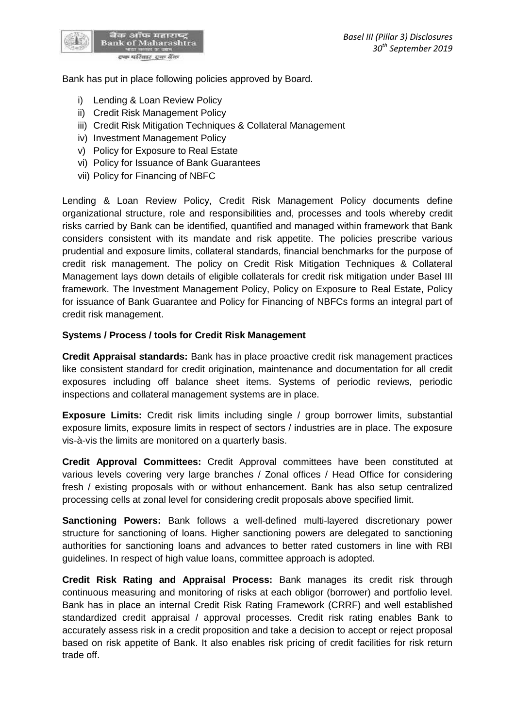Bank has put in place following policies approved by Board.

i) Lending & Loan Review Policy
ii) Credit Risk Management Policy
iii) Credit Risk Mitigation Techniques & Collateral Management
iv) Investment Management Policy
v) Policy for Exposure to Real Estate
vi) Policy for Issuance of Bank Guarantees
vii) Policy for Financing of NBFC

Lending & Loan Review Policy, Credit Risk Management Policy documents define organizational structure, role and responsibilities and, processes and tools whereby credit risks carried by Bank can be identified, quantified and managed within framework that Bank considers consistent with its mandate and risk appetite. The policies prescribe various prudential and exposure limits, collateral standards, financial benchmarks for the purpose of credit risk management. The policy on Credit Risk Mitigation Techniques & Collateral Management lays down details of eligible collaterals for credit risk mitigation under Basel III framework. The Investment Management Policy, Policy on Exposure to Real Estate, Policy for issuance of Bank Guarantee and Policy for Financing of NBFCs forms an integral part of credit risk management.

**Systems / Process / tools for Credit Risk Management**

**Credit Appraisal standards:** Bank has in place proactive credit risk management practices like consistent standard for credit origination, maintenance and documentation for all credit exposures including off balance sheet items. Systems of periodic reviews, periodic inspections and collateral management systems are in place.

**Exposure Limits:** Credit risk limits including single / group borrower limits, substantial exposure limits, exposure limits in respect of sectors / industries are in place. The exposure vis-à-vis the limits are monitored on a quarterly basis.

**Credit Approval Committees:** Credit Approval committees have been constituted at various levels covering very large branches / Zonal offices / Head Office for considering fresh / existing proposals with or without enhancement. Bank has also setup centralized processing cells at zonal level for considering credit proposals above specified limit.

**Sanctioning Powers:** Bank follows a well-defined multi-layered discretionary power structure for sanctioning of loans. Higher sanctioning powers are delegated to sanctioning authorities for sanctioning loans and advances to better rated customers in line with RBI guidelines. In respect of high value loans, committee approach is adopted.

**Credit Risk Rating and Appraisal Process:** Bank manages its credit risk through continuous measuring and monitoring of risks at each obligor (borrower) and portfolio level. Bank has in place an internal Credit Risk Rating Framework (CRRF) and well established standardized credit appraisal / approval processes. Credit risk rating enables Bank to accurately assess risk in a credit proposition and take a decision to accept or reject proposal based on risk appetite of Bank. It also enables risk pricing of credit facilities for risk return trade off.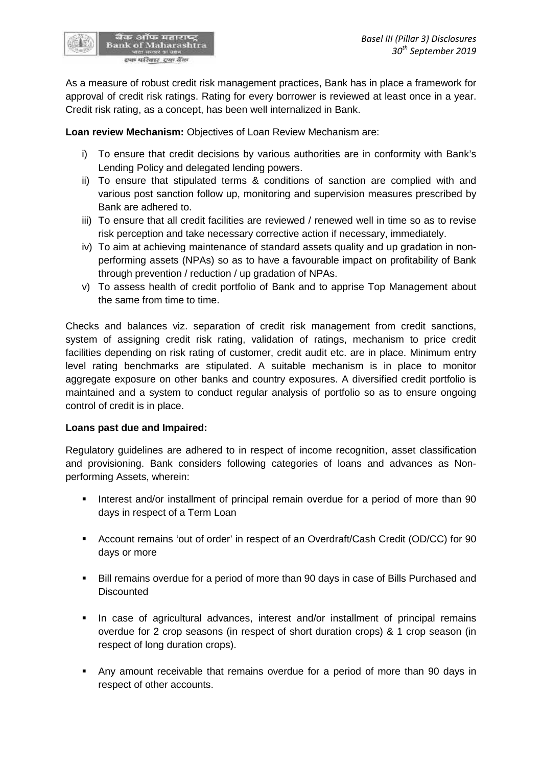As a measure of robust credit risk management practices, Bank has in place a framework for approval of credit risk ratings. Rating for every borrower is reviewed at least once in a year. Credit risk rating, as a concept, has been well internalized in Bank.

**Loan review Mechanism:** Objectives of Loan Review Mechanism are:

i) To ensure that credit decisions by various authorities are in conformity with Bank's Lending Policy and delegated lending powers.
ii) To ensure that stipulated terms & conditions of sanction are complied with and various post sanction follow up, monitoring and supervision measures prescribed by Bank are adhered to.
iii) To ensure that all credit facilities are reviewed / renewed well in time so as to revise risk perception and take necessary corrective action if necessary, immediately.
iv) To aim at achieving maintenance of standard assets quality and up gradation in non-performing assets (NPAs) so as to have a favourable impact on profitability of Bank through prevention / reduction / up gradation of NPAs.
v) To assess health of credit portfolio of Bank and to apprise Top Management about the same from time to time.

Checks and balances viz. separation of credit risk management from credit sanctions, system of assigning credit risk rating, validation of ratings, mechanism to price credit facilities depending on risk rating of customer, credit audit etc. are in place. Minimum entry level rating benchmarks are stipulated. A suitable mechanism is in place to monitor aggregate exposure on other banks and country exposures. A diversified credit portfolio is maintained and a system to conduct regular analysis of portfolio so as to ensure ongoing control of credit is in place.

**Loans past due and Impaired:**

Regulatory guidelines are adhered to in respect of income recognition, asset classification and provisioning. Bank considers following categories of loans and advances as Non-performing Assets, wherein:

- Interest and/or installment of principal remain overdue for a period of more than 90 days in respect of a Term Loan
- Account remains 'out of order' in respect of an Overdraft/Cash Credit (OD/CC) for 90 days or more
- Bill remains overdue for a period of more than 90 days in case of Bills Purchased and Discounted
- In case of agricultural advances, interest and/or installment of principal remains overdue for 2 crop seasons (in respect of short duration crops) & 1 crop season (in respect of long duration crops).
- Any amount receivable that remains overdue for a period of more than 90 days in respect of other accounts.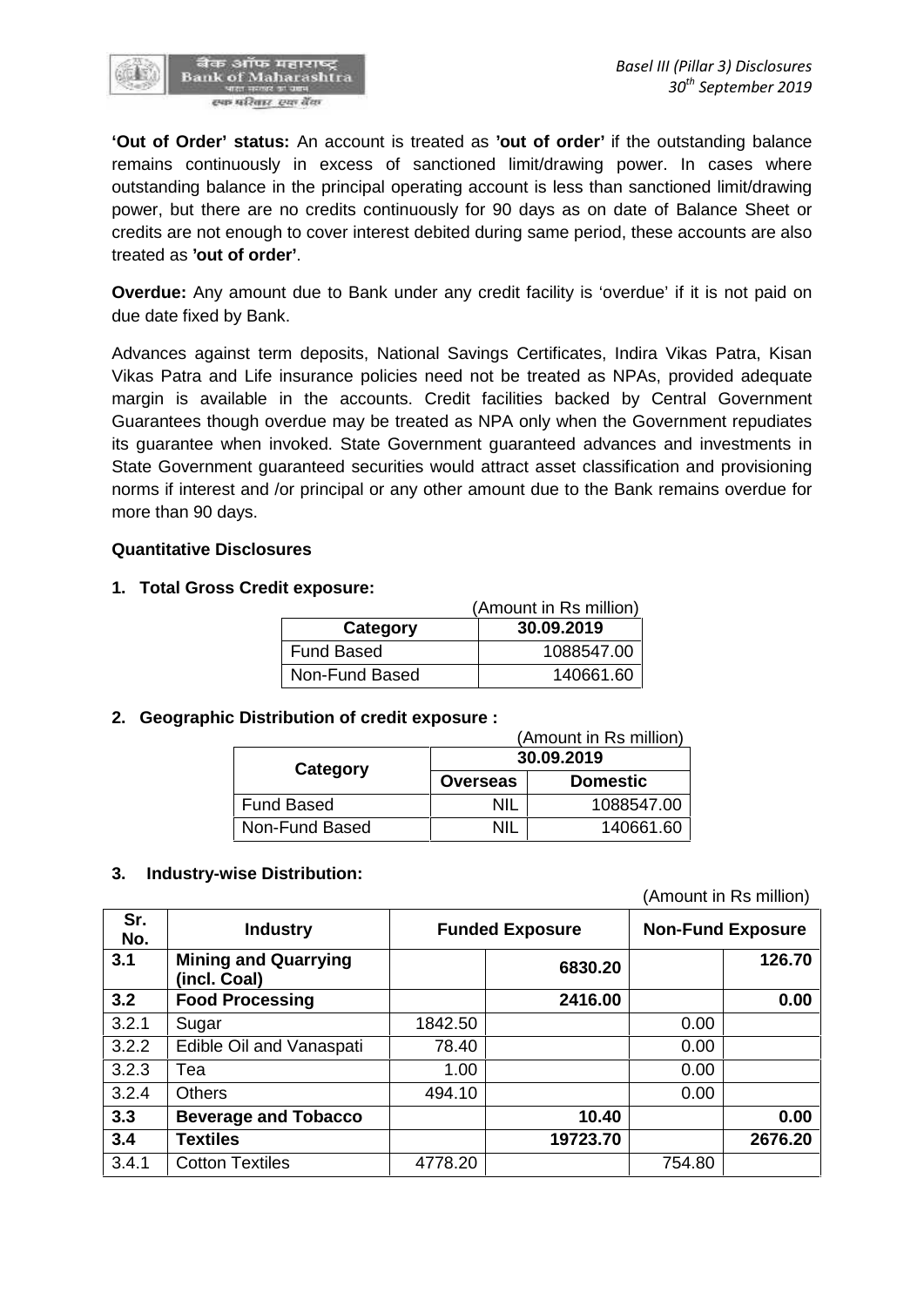**'Out of Order' status:** An account is treated as **'out of order'** if the outstanding balance remains continuously in excess of sanctioned limit/drawing power. In cases where outstanding balance in the principal operating account is less than sanctioned limit/drawing power, but there are no credits continuously for 90 days as on date of Balance Sheet or credits are not enough to cover interest debited during same period, these accounts are also treated as **'out of order'**.

**Overdue:** Any amount due to Bank under any credit facility is 'overdue' if it is not paid on due date fixed by Bank.

Advances against term deposits, National Savings Certificates, Indira Vikas Patra, Kisan Vikas Patra and Life insurance policies need not be treated as NPAs, provided adequate margin is available in the accounts. Credit facilities backed by Central Government Guarantees though overdue may be treated as NPA only when the Government repudiates its guarantee when invoked. State Government guaranteed advances and investments in State Government guaranteed securities would attract asset classification and provisioning norms if interest and /or principal or any other amount due to the Bank remains overdue for more than 90 days.

**Quantitative Disclosures**

**1. Total Gross Credit exposure:**

(Amount in Rs million)

| Category | 30.09.2019 |
|---|---|
| Fund Based | 1088547.00 |
| Non-Fund Based | 140661.60 |

**2. Geographic Distribution of credit exposure :**

(Amount in Rs million)

| Category | 30.09.2019 | |
|---|---|---|
| | Overseas | Domestic |
| Fund Based | NIL | 1088547.00 |
| Non-Fund Based | NIL | 140661.60 |

**3. Industry-wise Distribution:**

(Amount in Rs million)

| Sr. No. | Industry | Funded Exposure | | Non-Fund Exposure | |
|---|---|---|---|---|---|
| **3.1** | **Mining and Quarrying (incl. Coal)** | | **6830.20** | | **126.70** |
| **3.2** | **Food Processing** | | **2416.00** | | **0.00** |
| 3.2.1 | Sugar | 1842.50 | | 0.00 | |
| 3.2.2 | Edible Oil and Vanaspati | 78.40 | | 0.00 | |
| 3.2.3 | Tea | 1.00 | | 0.00 | |
| 3.2.4 | Others | 494.10 | | 0.00 | |
| **3.3** | **Beverage and Tobacco** | | **10.40** | | **0.00** |
| **3.4** | **Textiles** | | **19723.70** | | **2676.20** |
| 3.4.1 | Cotton Textiles | 4778.20 | | 754.80 | |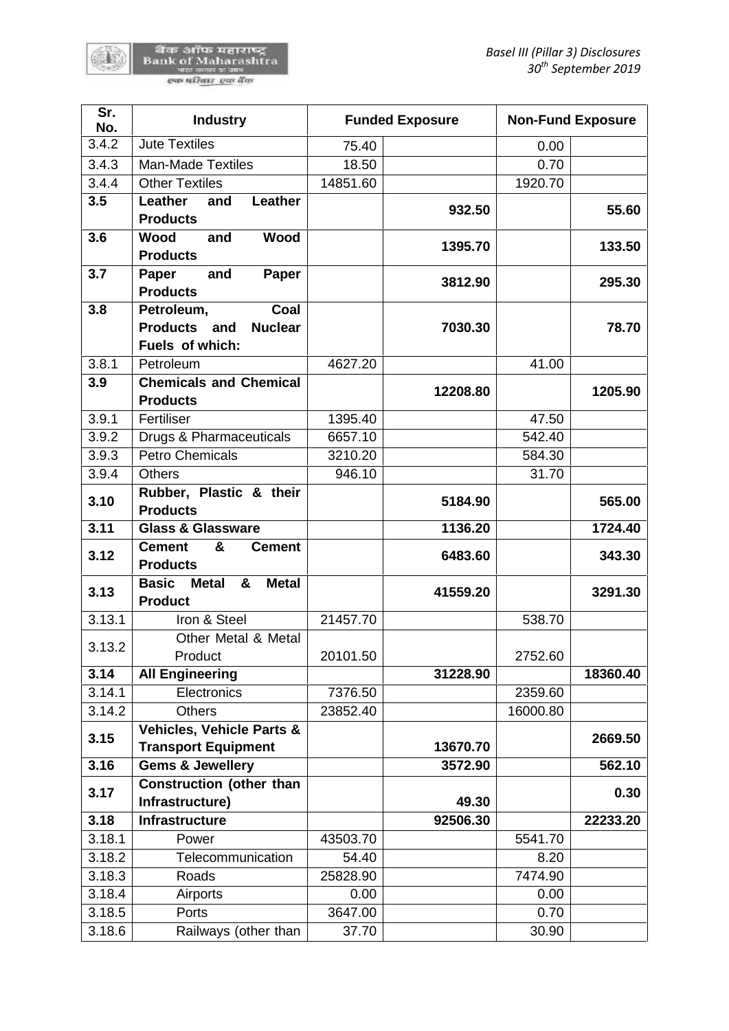| Sr. No. | Industry | Funded Exposure | | Non-Fund Exposure | |
|---|---|---|---|---|---|
| 3.4.2 | Jute Textiles | 75.40 | | 0.00 | |
| 3.4.3 | Man-Made Textiles | 18.50 | | 0.70 | |
| 3.4.4 | Other Textiles | 14851.60 | | 1920.70 | |
| **3.5** | **Leather and Leather Products** | | **932.50** | | **55.60** |
| **3.6** | **Wood and Wood Products** | | **1395.70** | | **133.50** |
| **3.7** | **Paper and Paper Products** | | **3812.90** | | **295.30** |
| **3.8** | **Petroleum, Coal Products and Nuclear Fuels of which:** | | **7030.30** | | **78.70** |
| 3.8.1 | Petroleum | 4627.20 | | 41.00 | |
| **3.9** | **Chemicals and Chemical Products** | | **12208.80** | | **1205.90** |
| 3.9.1 | Fertiliser | 1395.40 | | 47.50 | |
| 3.9.2 | Drugs & Pharmaceuticals | 6657.10 | | 542.40 | |
| 3.9.3 | Petro Chemicals | 3210.20 | | 584.30 | |
| 3.9.4 | Others | 946.10 | | 31.70 | |
| **3.10** | **Rubber, Plastic & their Products** | | **5184.90** | | **565.00** |
| **3.11** | **Glass & Glassware** | | **1136.20** | | **1724.40** |
| **3.12** | **Cement & Cement Products** | | **6483.60** | | **343.30** |
| **3.13** | **Basic Metal & Metal Product** | | **41559.20** | | **3291.30** |
| 3.13.1 | Iron & Steel | 21457.70 | | 538.70 | |
| 3.13.2 | Other Metal & Metal Product | 20101.50 | | 2752.60 | |
| **3.14** | **All Engineering** | | **31228.90** | | **18360.40** |
| 3.14.1 | Electronics | 7376.50 | | 2359.60 | |
| 3.14.2 | Others | 23852.40 | | 16000.80 | |
| **3.15** | **Vehicles, Vehicle Parts & Transport Equipment** | | **13670.70** | | **2669.50** |
| **3.16** | **Gems & Jewellery** | | **3572.90** | | **562.10** |
| **3.17** | **Construction (other than Infrastructure)** | | **49.30** | | **0.30** |
| **3.18** | **Infrastructure** | | **92506.30** | | **22233.20** |
| 3.18.1 | Power | 43503.70 | | 5541.70 | |
| 3.18.2 | Telecommunication | 54.40 | | 8.20 | |
| 3.18.3 | Roads | 25828.90 | | 7474.90 | |
| 3.18.4 | Airports | 0.00 | | 0.00 | |
| 3.18.5 | Ports | 3647.00 | | 0.70 | |
| 3.18.6 | Railways (other than | 37.70 | | 30.90 | |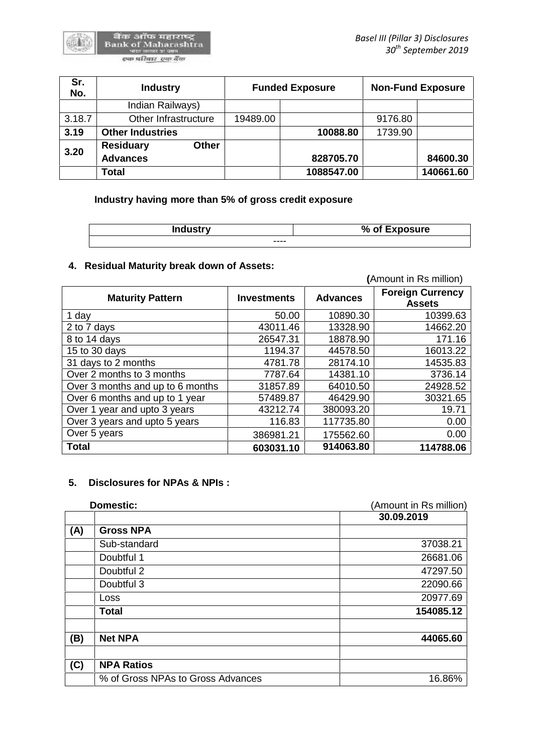| Sr. No. | Industry | Funded Exposure | | Non-Fund Exposure | |
|---|---|---|---|---|---|
| | Indian Railways) | | | | |
| 3.18.7 | Other Infrastructure | 19489.00 | | 9176.80 | |
| **3.19** | **Other Industries** | | **10088.80** | 1739.90 | |
| **3.20** | **Residuary Other Advances** | | **828705.70** | | **84600.30** |
| | **Total** | | **1088547.00** | | **140661.60** |

**Industry having more than 5% of gross credit exposure**

| Industry | % of Exposure |
|---|---|
| ---- | |

## 4. Residual Maturity break down of Assets:

**(**Amount in Rs million)

| Maturity Pattern | Investments | Advances | Foreign Currency Assets |
|---|---|---|---|
| 1 day | 50.00 | 10890.30 | 10399.63 |
| 2 to 7 days | 43011.46 | 13328.90 | 14662.20 |
| 8 to 14 days | 26547.31 | 18878.90 | 171.16 |
| 15 to 30 days | 1194.37 | 44578.50 | 16013.22 |
| 31 days to 2 months | 4781.78 | 28174.10 | 14535.83 |
| Over 2 months to 3 months | 7787.64 | 14381.10 | 3736.14 |
| Over 3 months and up to 6 months | 31857.89 | 64010.50 | 24928.52 |
| Over 6 months and up to 1 year | 57489.87 | 46429.90 | 30321.65 |
| Over 1 year and upto 3 years | 43212.74 | 380093.20 | 19.71 |
| Over 3 years and upto 5 years | 116.83 | 117735.80 | 0.00 |
| Over 5 years | 386981.21 | 175562.60 | 0.00 |
| **Total** | **603031.10** | **914063.80** | **114788.06** |

## 5. Disclosures for NPAs & NPIs :

**Domestic:** (Amount in Rs million)

| | | 30.09.2019 |
|---|---|---|
| **(A)** | **Gross NPA** | |
| | Sub-standard | 37038.21 |
| | Doubtful 1 | 26681.06 |
| | Doubtful 2 | 47297.50 |
| | Doubtful 3 | 22090.66 |
| | Loss | 20977.69 |
| | **Total** | **154085.12** |
| | | |
| **(B)** | **Net NPA** | **44065.60** |
| | | |
| **(C)** | **NPA Ratios** | |
| | % of Gross NPAs to Gross Advances | 16.86% |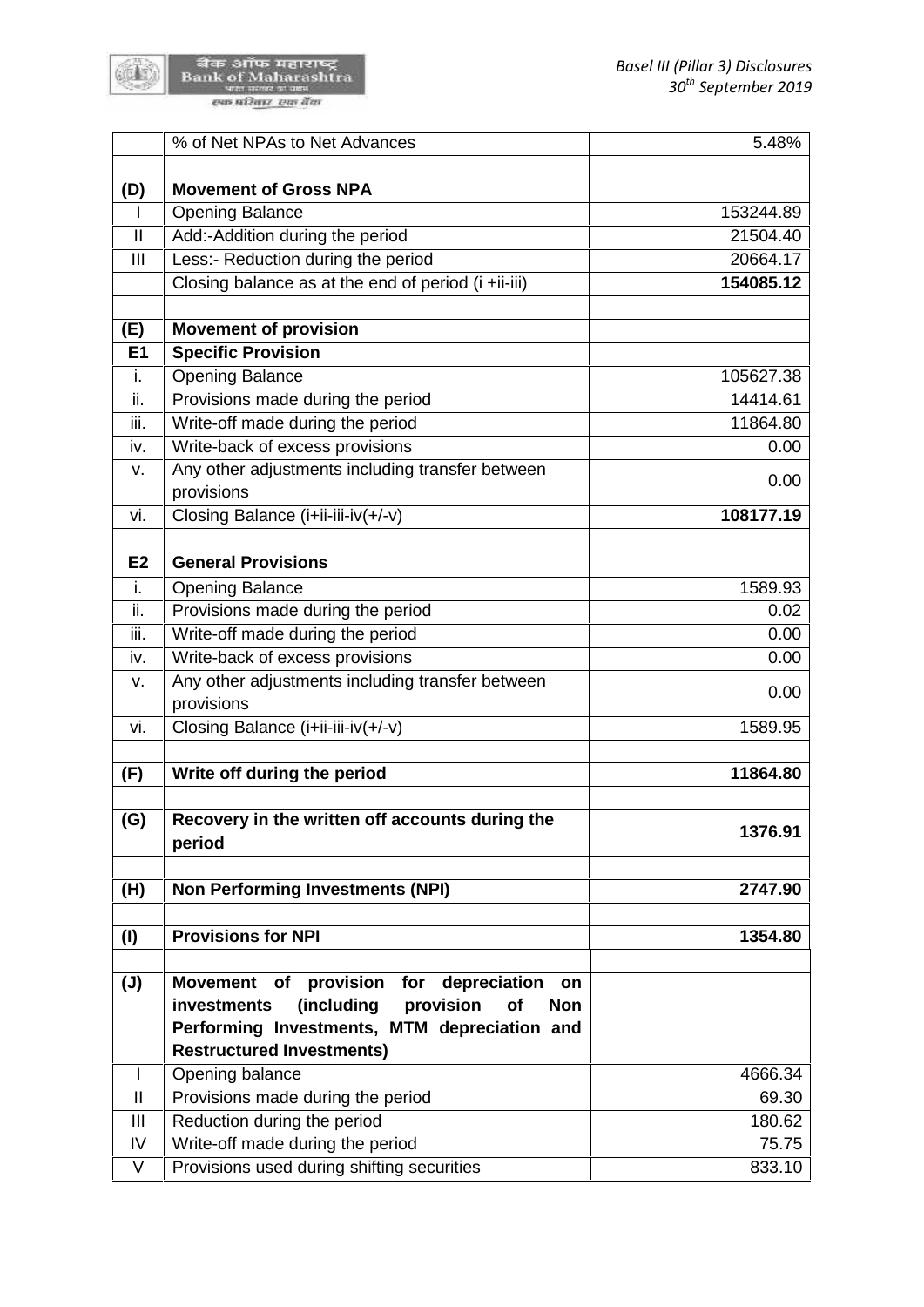|  |  |  |
|---|---|---|
|  | % of Net NPAs to Net Advances | 5.48% |
|  |  |  |
| **(D)** | **Movement of Gross NPA** |  |
| I | Opening Balance | 153244.89 |
| II | Add:-Addition during the period | 21504.40 |
| III | Less:- Reduction during the period | 20664.17 |
|  | Closing balance as at the end of period (i +ii-iii) | **154085.12** |
|  |  |  |
| **(E)** | **Movement of provision** |  |
| **E1** | **Specific Provision** |  |
| i. | Opening Balance | 105627.38 |
| ii. | Provisions made during the period | 14414.61 |
| iii. | Write-off made during the period | 11864.80 |
| iv. | Write-back of excess provisions | 0.00 |
| v. | Any other adjustments including transfer between provisions | 0.00 |
| vi. | Closing Balance (i+ii-iii-iv(+/-v) | **108177.19** |
|  |  |  |
| **E2** | **General Provisions** |  |
| i. | Opening Balance | 1589.93 |
| ii. | Provisions made during the period | 0.02 |
| iii. | Write-off made during the period | 0.00 |
| iv. | Write-back of excess provisions | 0.00 |
| v. | Any other adjustments including transfer between provisions | 0.00 |
| vi. | Closing Balance (i+ii-iii-iv(+/-v) | 1589.95 |
|  |  |  |
| **(F)** | **Write off during the period** | **11864.80** |
|  |  |  |
| **(G)** | **Recovery in the written off accounts during the period** | **1376.91** |
|  |  |  |
| **(H)** | **Non Performing Investments (NPI)** | **2747.90** |
|  |  |  |
| **(I)** | **Provisions for NPI** | **1354.80** |
|  |  |  |
| **(J)** | **Movement of provision for depreciation on investments (including provision of Non Performing Investments, MTM depreciation and Restructured Investments)** |  |
| I | Opening balance | 4666.34 |
| II | Provisions made during the period | 69.30 |
| III | Reduction during the period | 180.62 |
| IV | Write-off made during the period | 75.75 |
| V | Provisions used during shifting securities | 833.10 |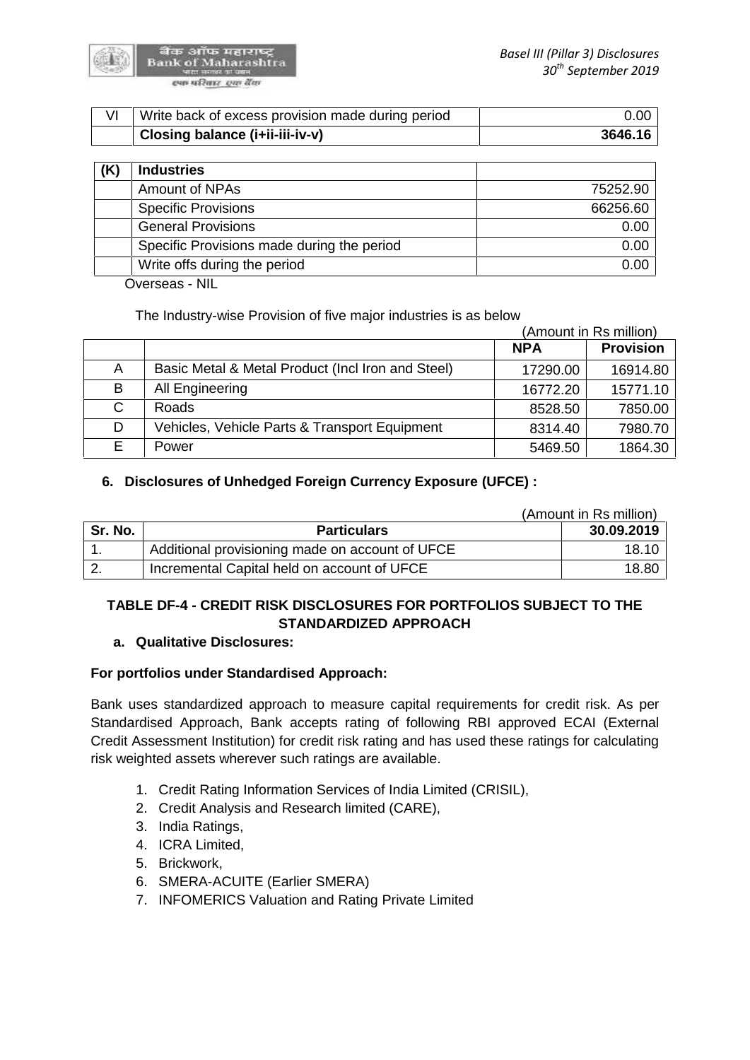| VI | Write back of excess provision made during period | 0.00 |
|---|---|---|
| | **Closing balance (i+ii-iii-iv-v)** | **3646.16** |

| (K) | Industries | |
|---|---|---|
| | Amount of NPAs | 75252.90 |
| | Specific Provisions | 66256.60 |
| | General Provisions | 0.00 |
| | Specific Provisions made during the period | 0.00 |
| | Write offs during the period | 0.00 |

Overseas - NIL

The Industry-wise Provision of five major industries is as below

(Amount in Rs million)

| | | NPA | Provision |
|---|---|---|---|
| A | Basic Metal & Metal Product (Incl Iron and Steel) | 17290.00 | 16914.80 |
| B | All Engineering | 16772.20 | 15771.10 |
| C | Roads | 8528.50 | 7850.00 |
| D | Vehicles, Vehicle Parts & Transport Equipment | 8314.40 | 7980.70 |
| E | Power | 5469.50 | 1864.30 |

**6. Disclosures of Unhedged Foreign Currency Exposure (UFCE) :**

(Amount in Rs million)

| Sr. No. | Particulars | 30.09.2019 |
|---|---|---|
| 1. | Additional provisioning made on account of UFCE | 18.10 |
| 2. | Incremental Capital held on account of UFCE | 18.80 |

## TABLE DF-4 - CREDIT RISK DISCLOSURES FOR PORTFOLIOS SUBJECT TO THE STANDARDIZED APPROACH

**a. Qualitative Disclosures:**

**For portfolios under Standardised Approach:**

Bank uses standardized approach to measure capital requirements for credit risk. As per Standardised Approach, Bank accepts rating of following RBI approved ECAI (External Credit Assessment Institution) for credit risk rating and has used these ratings for calculating risk weighted assets wherever such ratings are available.

1. Credit Rating Information Services of India Limited (CRISIL),
2. Credit Analysis and Research limited (CARE),
3. India Ratings,
4. ICRA Limited,
5. Brickwork,
6. SMERA-ACUITE (Earlier SMERA)
7. INFOMERICS Valuation and Rating Private Limited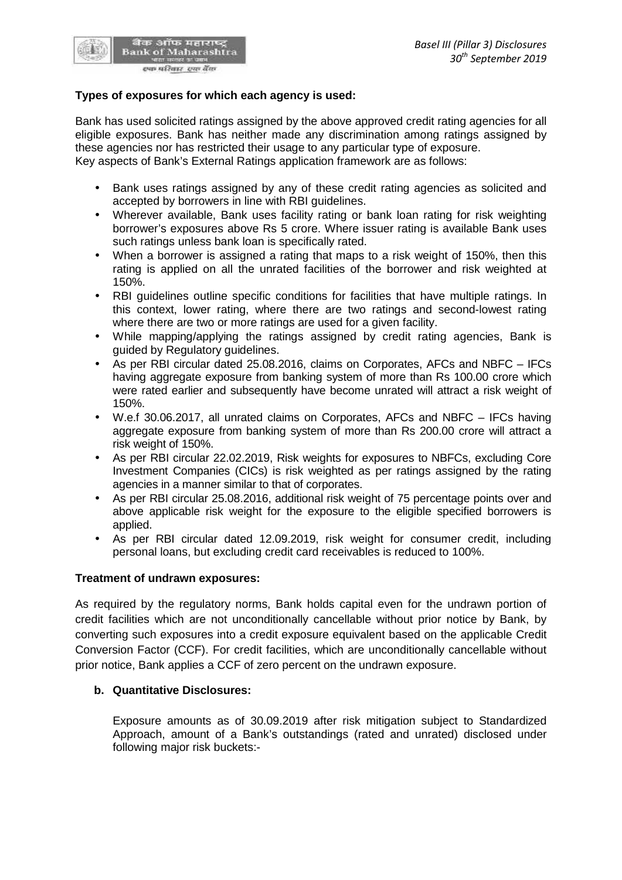**Types of exposures for which each agency is used:**

Bank has used solicited ratings assigned by the above approved credit rating agencies for all eligible exposures. Bank has neither made any discrimination among ratings assigned by these agencies nor has restricted their usage to any particular type of exposure.
Key aspects of Bank's External Ratings application framework are as follows:

- Bank uses ratings assigned by any of these credit rating agencies as solicited and accepted by borrowers in line with RBI guidelines.
- Wherever available, Bank uses facility rating or bank loan rating for risk weighting borrower's exposures above Rs 5 crore. Where issuer rating is available Bank uses such ratings unless bank loan is specifically rated.
- When a borrower is assigned a rating that maps to a risk weight of 150%, then this rating is applied on all the unrated facilities of the borrower and risk weighted at 150%.
- RBI guidelines outline specific conditions for facilities that have multiple ratings. In this context, lower rating, where there are two ratings and second-lowest rating where there are two or more ratings are used for a given facility.
- While mapping/applying the ratings assigned by credit rating agencies, Bank is guided by Regulatory guidelines.
- As per RBI circular dated 25.08.2016, claims on Corporates, AFCs and NBFC – IFCs having aggregate exposure from banking system of more than Rs 100.00 crore which were rated earlier and subsequently have become unrated will attract a risk weight of 150%.
- W.e.f 30.06.2017, all unrated claims on Corporates, AFCs and NBFC – IFCs having aggregate exposure from banking system of more than Rs 200.00 crore will attract a risk weight of 150%.
- As per RBI circular 22.02.2019, Risk weights for exposures to NBFCs, excluding Core Investment Companies (CICs) is risk weighted as per ratings assigned by the rating agencies in a manner similar to that of corporates.
- As per RBI circular 25.08.2016, additional risk weight of 75 percentage points over and above applicable risk weight for the exposure to the eligible specified borrowers is applied.
- As per RBI circular dated 12.09.2019, risk weight for consumer credit, including personal loans, but excluding credit card receivables is reduced to 100%.

**Treatment of undrawn exposures:**

As required by the regulatory norms, Bank holds capital even for the undrawn portion of credit facilities which are not unconditionally cancellable without prior notice by Bank, by converting such exposures into a credit exposure equivalent based on the applicable Credit Conversion Factor (CCF). For credit facilities, which are unconditionally cancellable without prior notice, Bank applies a CCF of zero percent on the undrawn exposure.

**b. Quantitative Disclosures:**

Exposure amounts as of 30.09.2019 after risk mitigation subject to Standardized Approach, amount of a Bank's outstandings (rated and unrated) disclosed under following major risk buckets:-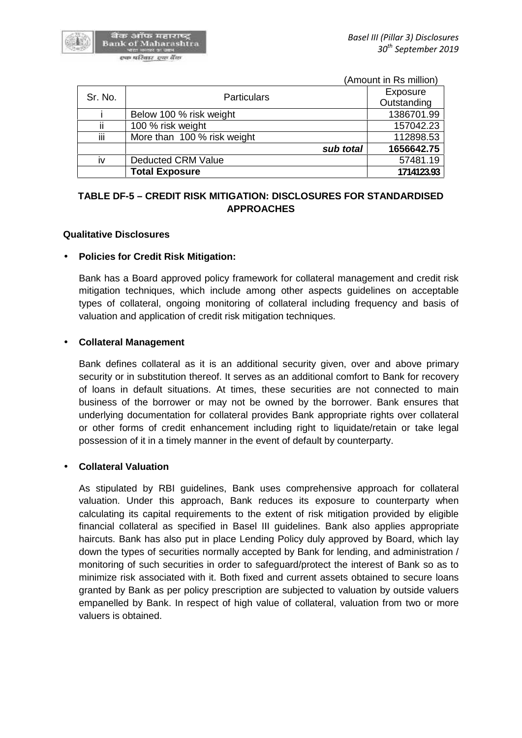(Amount in Rs million)

| Sr. No. | Particulars | Exposure Outstanding |
|---|---|---|
| i | Below 100 % risk weight | 1386701.99 |
| ii | 100 % risk weight | 157042.23 |
| iii | More than 100 % risk weight | 112898.53 |
| | ***sub total*** | **1656642.75** |
| iv | Deducted CRM Value | 57481.19 |
| | **Total Exposure** | **1714123.93** |

### TABLE DF-5 – CREDIT RISK MITIGATION: DISCLOSURES FOR STANDARDISED APPROACHES

**Qualitative Disclosures**

- **Policies for Credit Risk Mitigation:**

  Bank has a Board approved policy framework for collateral management and credit risk mitigation techniques, which include among other aspects guidelines on acceptable types of collateral, ongoing monitoring of collateral including frequency and basis of valuation and application of credit risk mitigation techniques.

- **Collateral Management**

  Bank defines collateral as it is an additional security given, over and above primary security or in substitution thereof. It serves as an additional comfort to Bank for recovery of loans in default situations. At times, these securities are not connected to main business of the borrower or may not be owned by the borrower. Bank ensures that underlying documentation for collateral provides Bank appropriate rights over collateral or other forms of credit enhancement including right to liquidate/retain or take legal possession of it in a timely manner in the event of default by counterparty.

- **Collateral Valuation**

  As stipulated by RBI guidelines, Bank uses comprehensive approach for collateral valuation. Under this approach, Bank reduces its exposure to counterparty when calculating its capital requirements to the extent of risk mitigation provided by eligible financial collateral as specified in Basel III guidelines. Bank also applies appropriate haircuts. Bank has also put in place Lending Policy duly approved by Board, which lay down the types of securities normally accepted by Bank for lending, and administration / monitoring of such securities in order to safeguard/protect the interest of Bank so as to minimize risk associated with it. Both fixed and current assets obtained to secure loans granted by Bank as per policy prescription are subjected to valuation by outside valuers empanelled by Bank. In respect of high value of collateral, valuation from two or more valuers is obtained.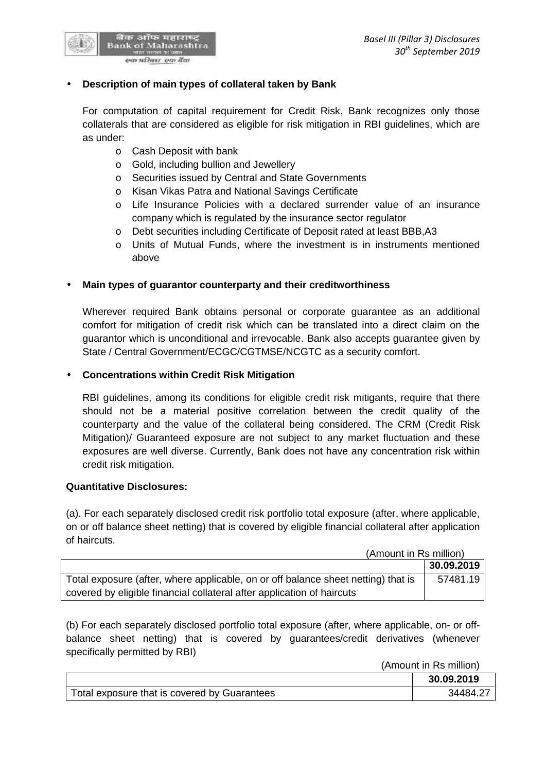- **Description of main types of collateral taken by Bank**

  For computation of capital requirement for Credit Risk, Bank recognizes only those collaterals that are considered as eligible for risk mitigation in RBI guidelines, which are as under:

  - Cash Deposit with bank
  - Gold, including bullion and Jewellery
  - Securities issued by Central and State Governments
  - Kisan Vikas Patra and National Savings Certificate
  - Life Insurance Policies with a declared surrender value of an insurance company which is regulated by the insurance sector regulator
  - Debt securities including Certificate of Deposit rated at least BBB,A3
  - Units of Mutual Funds, where the investment is in instruments mentioned above

- **Main types of guarantor counterparty and their creditworthiness**

  Wherever required Bank obtains personal or corporate guarantee as an additional comfort for mitigation of credit risk which can be translated into a direct claim on the guarantor which is unconditional and irrevocable. Bank also accepts guarantee given by State / Central Government/ECGC/CGTMSE/NCGTC as a security comfort.

- **Concentrations within Credit Risk Mitigation**

  RBI guidelines, among its conditions for eligible credit risk mitigants, require that there should not be a material positive correlation between the credit quality of the counterparty and the value of the collateral being considered. The CRM (Credit Risk Mitigation)/ Guaranteed exposure are not subject to any market fluctuation and these exposures are well diverse. Currently, Bank does not have any concentration risk within credit risk mitigation.

**Quantitative Disclosures:**

(a). For each separately disclosed credit risk portfolio total exposure (after, where applicable, on or off balance sheet netting) that is covered by eligible financial collateral after application of haircuts.

(Amount in Rs million)

| | **30.09.2019** |
|---|---|
| Total exposure (after, where applicable, on or off balance sheet netting) that is covered by eligible financial collateral after application of haircuts | 57481.19 |

(b) For each separately disclosed portfolio total exposure (after, where applicable, on- or off-balance sheet netting) that is covered by guarantees/credit derivatives (whenever specifically permitted by RBI)

(Amount in Rs million)

| | **30.09.2019** |
|---|---|
| Total exposure that is covered by Guarantees | 34484.27 |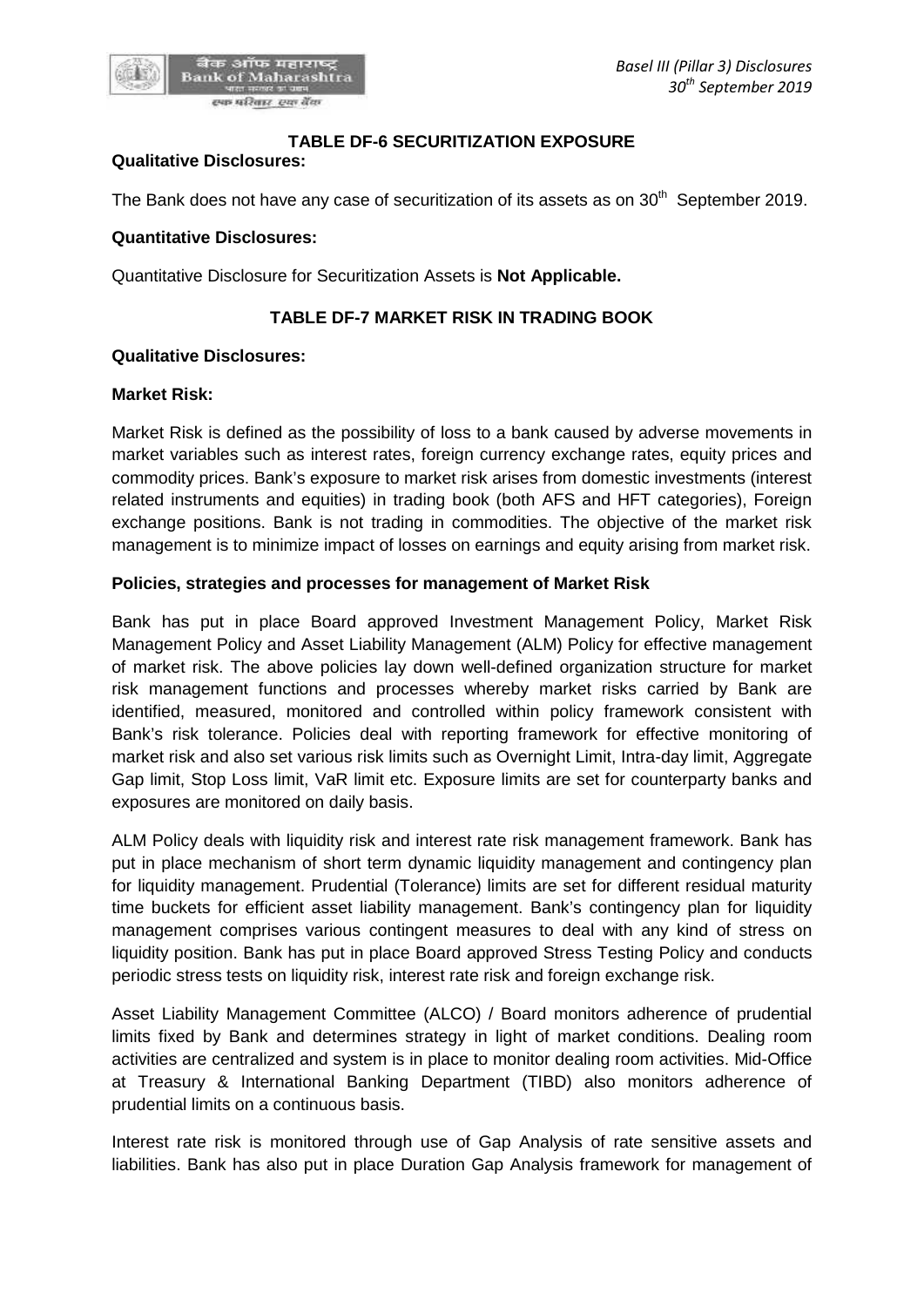## TABLE DF-6 SECURITIZATION EXPOSURE

**Qualitative Disclosures:**

The Bank does not have any case of securitization of its assets as on 30th September 2019.

**Quantitative Disclosures:**

Quantitative Disclosure for Securitization Assets is **Not Applicable.**

## TABLE DF-7 MARKET RISK IN TRADING BOOK

**Qualitative Disclosures:**

**Market Risk:**

Market Risk is defined as the possibility of loss to a bank caused by adverse movements in market variables such as interest rates, foreign currency exchange rates, equity prices and commodity prices. Bank's exposure to market risk arises from domestic investments (interest related instruments and equities) in trading book (both AFS and HFT categories), Foreign exchange positions. Bank is not trading in commodities. The objective of the market risk management is to minimize impact of losses on earnings and equity arising from market risk.

**Policies, strategies and processes for management of Market Risk**

Bank has put in place Board approved Investment Management Policy, Market Risk Management Policy and Asset Liability Management (ALM) Policy for effective management of market risk. The above policies lay down well-defined organization structure for market risk management functions and processes whereby market risks carried by Bank are identified, measured, monitored and controlled within policy framework consistent with Bank's risk tolerance. Policies deal with reporting framework for effective monitoring of market risk and also set various risk limits such as Overnight Limit, Intra-day limit, Aggregate Gap limit, Stop Loss limit, VaR limit etc. Exposure limits are set for counterparty banks and exposures are monitored on daily basis.

ALM Policy deals with liquidity risk and interest rate risk management framework. Bank has put in place mechanism of short term dynamic liquidity management and contingency plan for liquidity management. Prudential (Tolerance) limits are set for different residual maturity time buckets for efficient asset liability management. Bank's contingency plan for liquidity management comprises various contingent measures to deal with any kind of stress on liquidity position. Bank has put in place Board approved Stress Testing Policy and conducts periodic stress tests on liquidity risk, interest rate risk and foreign exchange risk.

Asset Liability Management Committee (ALCO) / Board monitors adherence of prudential limits fixed by Bank and determines strategy in light of market conditions. Dealing room activities are centralized and system is in place to monitor dealing room activities. Mid-Office at Treasury & International Banking Department (TIBD) also monitors adherence of prudential limits on a continuous basis.

Interest rate risk is monitored through use of Gap Analysis of rate sensitive assets and liabilities. Bank has also put in place Duration Gap Analysis framework for management of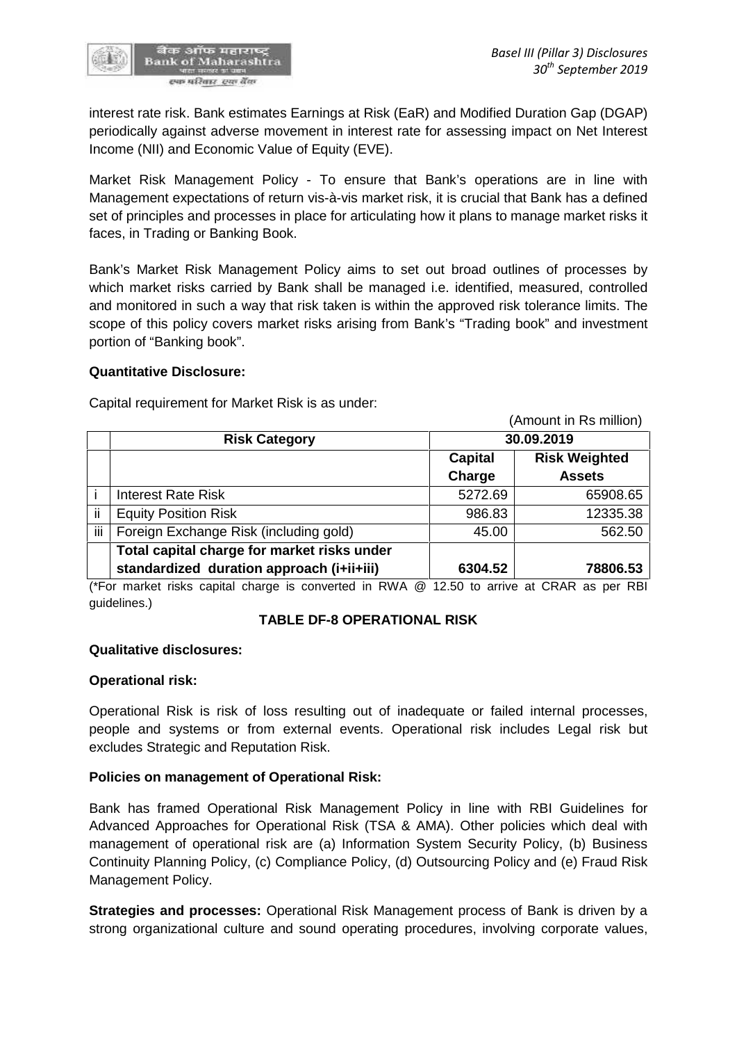interest rate risk. Bank estimates Earnings at Risk (EaR) and Modified Duration Gap (DGAP) periodically against adverse movement in interest rate for assessing impact on Net Interest Income (NII) and Economic Value of Equity (EVE).

Market Risk Management Policy - To ensure that Bank's operations are in line with Management expectations of return vis-à-vis market risk, it is crucial that Bank has a defined set of principles and processes in place for articulating how it plans to manage market risks it faces, in Trading or Banking Book.

Bank's Market Risk Management Policy aims to set out broad outlines of processes by which market risks carried by Bank shall be managed i.e. identified, measured, controlled and monitored in such a way that risk taken is within the approved risk tolerance limits. The scope of this policy covers market risks arising from Bank's "Trading book" and investment portion of "Banking book".

**Quantitative Disclosure:**

Capital requirement for Market Risk is as under:

(Amount in Rs million)

| | Risk Category | 30.09.2019 | |
|---|---|---|---|
| | | Capital Charge | Risk Weighted Assets |
| i | Interest Rate Risk | 5272.69 | 65908.65 |
| ii | Equity Position Risk | 986.83 | 12335.38 |
| iii | Foreign Exchange Risk (including gold) | 45.00 | 562.50 |
| | **Total capital charge for market risks under standardized duration approach (i+ii+iii)** | **6304.52** | **78806.53** |

(*For market risks capital charge is converted in RWA @ 12.50 to arrive at CRAR as per RBI guidelines.)

## TABLE DF-8 OPERATIONAL RISK

**Qualitative disclosures:**

**Operational risk:**

Operational Risk is risk of loss resulting out of inadequate or failed internal processes, people and systems or from external events. Operational risk includes Legal risk but excludes Strategic and Reputation Risk.

**Policies on management of Operational Risk:**

Bank has framed Operational Risk Management Policy in line with RBI Guidelines for Advanced Approaches for Operational Risk (TSA & AMA). Other policies which deal with management of operational risk are (a) Information System Security Policy, (b) Business Continuity Planning Policy, (c) Compliance Policy, (d) Outsourcing Policy and (e) Fraud Risk Management Policy.

**Strategies and processes:** Operational Risk Management process of Bank is driven by a strong organizational culture and sound operating procedures, involving corporate values,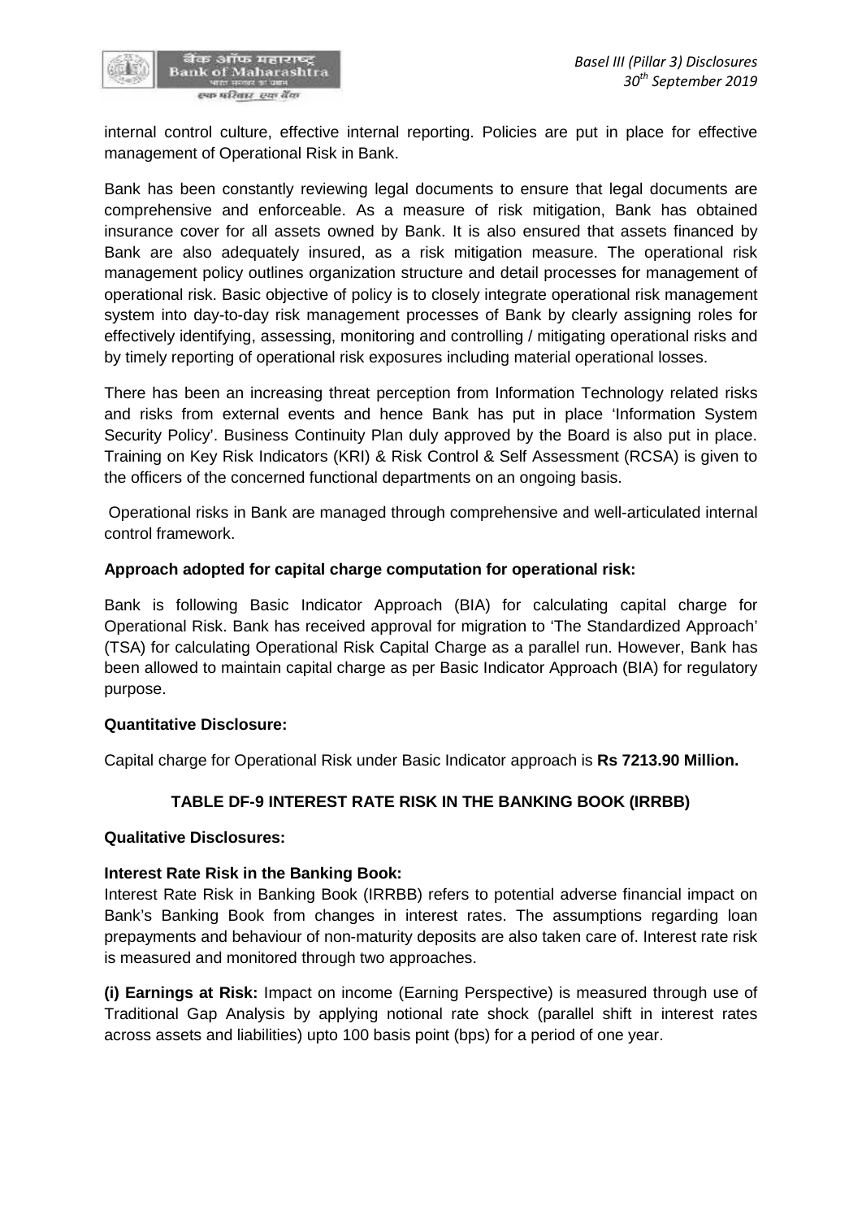internal control culture, effective internal reporting. Policies are put in place for effective management of Operational Risk in Bank.

Bank has been constantly reviewing legal documents to ensure that legal documents are comprehensive and enforceable. As a measure of risk mitigation, Bank has obtained insurance cover for all assets owned by Bank. It is also ensured that assets financed by Bank are also adequately insured, as a risk mitigation measure. The operational risk management policy outlines organization structure and detail processes for management of operational risk. Basic objective of policy is to closely integrate operational risk management system into day-to-day risk management processes of Bank by clearly assigning roles for effectively identifying, assessing, monitoring and controlling / mitigating operational risks and by timely reporting of operational risk exposures including material operational losses.

There has been an increasing threat perception from Information Technology related risks and risks from external events and hence Bank has put in place 'Information System Security Policy'. Business Continuity Plan duly approved by the Board is also put in place. Training on Key Risk Indicators (KRI) & Risk Control & Self Assessment (RCSA) is given to the officers of the concerned functional departments on an ongoing basis.

Operational risks in Bank are managed through comprehensive and well-articulated internal control framework.

**Approach adopted for capital charge computation for operational risk:**

Bank is following Basic Indicator Approach (BIA) for calculating capital charge for Operational Risk. Bank has received approval for migration to 'The Standardized Approach' (TSA) for calculating Operational Risk Capital Charge as a parallel run. However, Bank has been allowed to maintain capital charge as per Basic Indicator Approach (BIA) for regulatory purpose.

**Quantitative Disclosure:**

Capital charge for Operational Risk under Basic Indicator approach is **Rs 7213.90 Million.**

## TABLE DF-9 INTEREST RATE RISK IN THE BANKING BOOK (IRRBB)

**Qualitative Disclosures:**

**Interest Rate Risk in the Banking Book:**

Interest Rate Risk in Banking Book (IRRBB) refers to potential adverse financial impact on Bank's Banking Book from changes in interest rates. The assumptions regarding loan prepayments and behaviour of non-maturity deposits are also taken care of. Interest rate risk is measured and monitored through two approaches.

**(i) Earnings at Risk:** Impact on income (Earning Perspective) is measured through use of Traditional Gap Analysis by applying notional rate shock (parallel shift in interest rates across assets and liabilities) upto 100 basis point (bps) for a period of one year.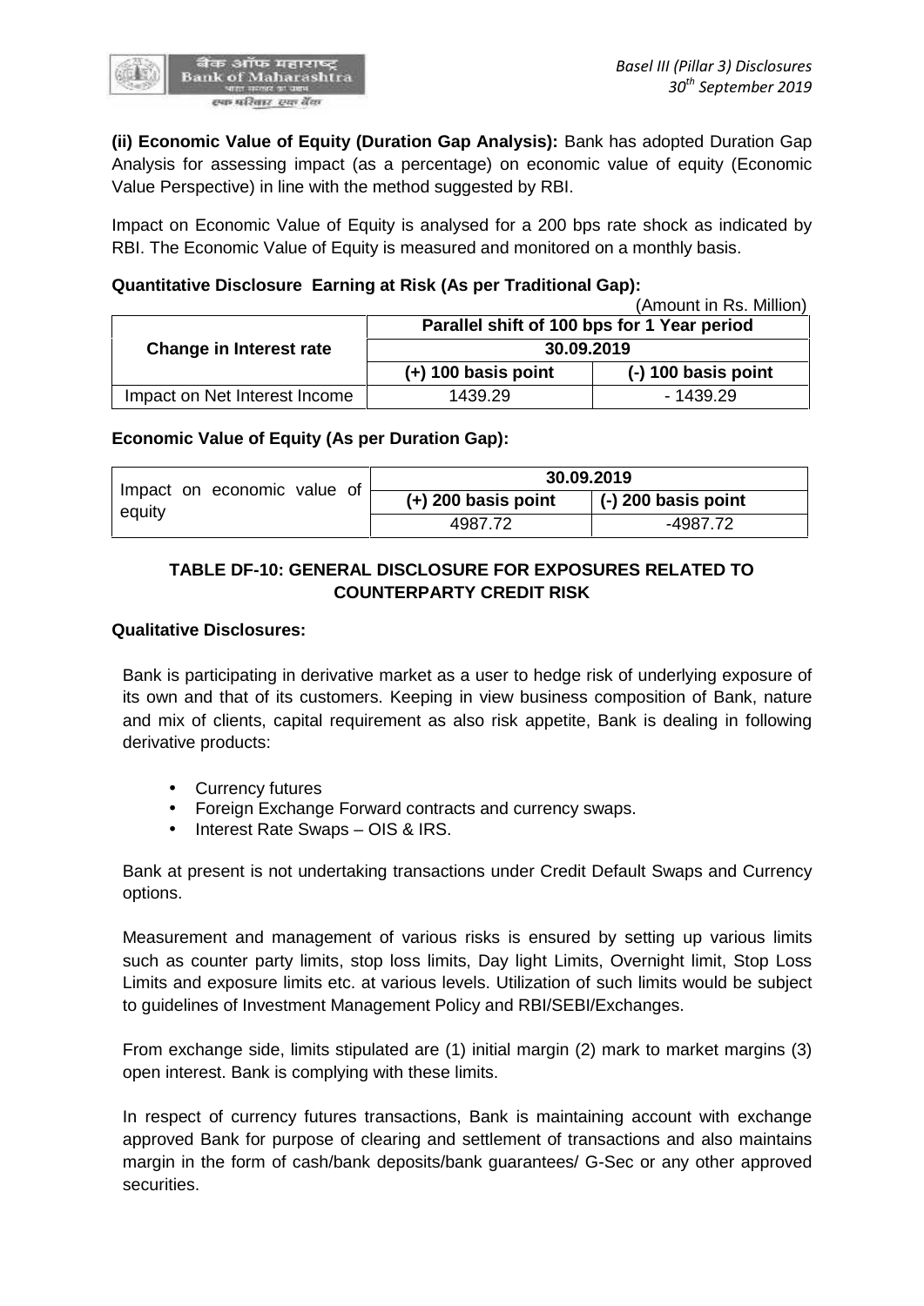**(ii) Economic Value of Equity (Duration Gap Analysis):** Bank has adopted Duration Gap Analysis for assessing impact (as a percentage) on economic value of equity (Economic Value Perspective) in line with the method suggested by RBI.

Impact on Economic Value of Equity is analysed for a 200 bps rate shock as indicated by RBI. The Economic Value of Equity is measured and monitored on a monthly basis.

**Quantitative Disclosure Earning at Risk (As per Traditional Gap):**

(Amount in Rs. Million)

| Change in Interest rate | Parallel shift of 100 bps for 1 Year period | |
|---|---|---|
| | 30.09.2019 | |
| | (+) 100 basis point | (-) 100 basis point |
| Impact on Net Interest Income | 1439.29 | - 1439.29 |

**Economic Value of Equity (As per Duration Gap):**

| Impact on economic value of equity | 30.09.2019 | |
|---|---|---|
| | (+) 200 basis point | (-) 200 basis point |
| | 4987.72 | -4987.72 |

## TABLE DF-10: GENERAL DISCLOSURE FOR EXPOSURES RELATED TO COUNTERPARTY CREDIT RISK

**Qualitative Disclosures:**

Bank is participating in derivative market as a user to hedge risk of underlying exposure of its own and that of its customers. Keeping in view business composition of Bank, nature and mix of clients, capital requirement as also risk appetite, Bank is dealing in following derivative products:

- Currency futures
- Foreign Exchange Forward contracts and currency swaps.
- Interest Rate Swaps – OIS & IRS.

Bank at present is not undertaking transactions under Credit Default Swaps and Currency options.

Measurement and management of various risks is ensured by setting up various limits such as counter party limits, stop loss limits, Day light Limits, Overnight limit, Stop Loss Limits and exposure limits etc. at various levels. Utilization of such limits would be subject to guidelines of Investment Management Policy and RBI/SEBI/Exchanges.

From exchange side, limits stipulated are (1) initial margin (2) mark to market margins (3) open interest. Bank is complying with these limits.

In respect of currency futures transactions, Bank is maintaining account with exchange approved Bank for purpose of clearing and settlement of transactions and also maintains margin in the form of cash/bank deposits/bank guarantees/ G-Sec or any other approved securities.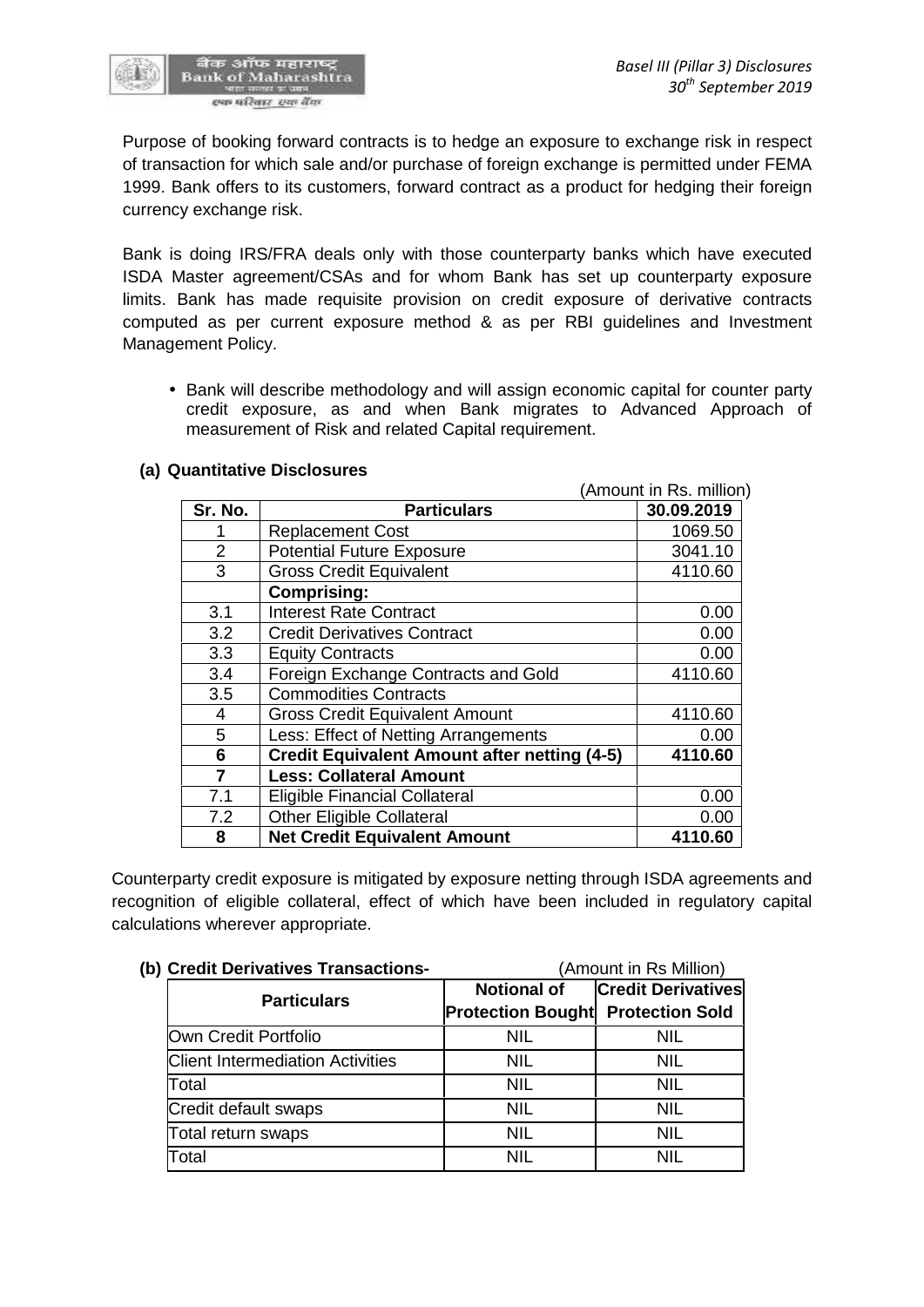Purpose of booking forward contracts is to hedge an exposure to exchange risk in respect of transaction for which sale and/or purchase of foreign exchange is permitted under FEMA 1999. Bank offers to its customers, forward contract as a product for hedging their foreign currency exchange risk.

Bank is doing IRS/FRA deals only with those counterparty banks which have executed ISDA Master agreement/CSAs and for whom Bank has set up counterparty exposure limits. Bank has made requisite provision on credit exposure of derivative contracts computed as per current exposure method & as per RBI guidelines and Investment Management Policy.

- Bank will describe methodology and will assign economic capital for counter party credit exposure, as and when Bank migrates to Advanced Approach of measurement of Risk and related Capital requirement.

**(a) Quantitative Disclosures**

(Amount in Rs. million)

| Sr. No. | Particulars | 30.09.2019 |
|---|---|---|
| 1 | Replacement Cost | 1069.50 |
| 2 | Potential Future Exposure | 3041.10 |
| 3 | Gross Credit Equivalent | 4110.60 |
| | **Comprising:** | |
| 3.1 | Interest Rate Contract | 0.00 |
| 3.2 | Credit Derivatives Contract | 0.00 |
| 3.3 | Equity Contracts | 0.00 |
| 3.4 | Foreign Exchange Contracts and Gold | 4110.60 |
| 3.5 | Commodities Contracts | |
| 4 | Gross Credit Equivalent Amount | 4110.60 |
| 5 | Less: Effect of Netting Arrangements | 0.00 |
| **6** | **Credit Equivalent Amount after netting (4-5)** | **4110.60** |
| **7** | **Less: Collateral Amount** | |
| 7.1 | Eligible Financial Collateral | 0.00 |
| 7.2 | Other Eligible Collateral | 0.00 |
| **8** | **Net Credit Equivalent Amount** | **4110.60** |

Counterparty credit exposure is mitigated by exposure netting through ISDA agreements and recognition of eligible collateral, effect of which have been included in regulatory capital calculations wherever appropriate.

**(b) Credit Derivatives Transactions-** (Amount in Rs Million)

| Particulars | Notional of Protection Bought | Credit Derivatives Protection Sold |
|---|---|---|
| Own Credit Portfolio | NIL | NIL |
| Client Intermediation Activities | NIL | NIL |
| Total | NIL | NIL |
| Credit default swaps | NIL | NIL |
| Total return swaps | NIL | NIL |
| Total | NIL | NIL |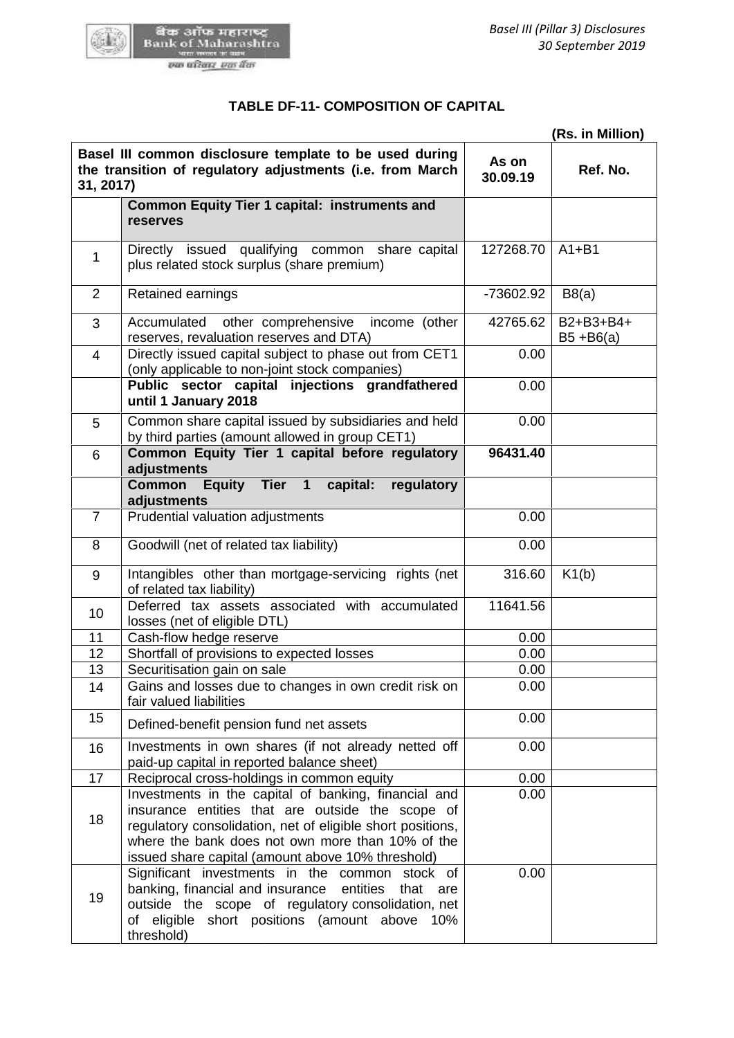## TABLE DF-11- COMPOSITION OF CAPITAL

**(Rs. in Million)**

| Basel III common disclosure template to be used during the transition of regulatory adjustments (i.e. from March 31, 2017) | | As on 30.09.19 | Ref. No. |
|---|---|---|---|
| | **Common Equity Tier 1 capital: instruments and reserves** | | |
| 1 | Directly issued qualifying common share capital plus related stock surplus (share premium) | 127268.70 | A1+B1 |
| 2 | Retained earnings | -73602.92 | B8(a) |
| 3 | Accumulated other comprehensive income (other reserves, revaluation reserves and DTA) | 42765.62 | B2+B3+B4+ B5 +B6(a) |
| 4 | Directly issued capital subject to phase out from CET1 (only applicable to non-joint stock companies) | 0.00 | |
| | **Public sector capital injections grandfathered until 1 January 2018** | 0.00 | |
| 5 | Common share capital issued by subsidiaries and held by third parties (amount allowed in group CET1) | 0.00 | |
| 6 | **Common Equity Tier 1 capital before regulatory adjustments** | **96431.40** | |
| | **Common Equity Tier 1 capital: regulatory adjustments** | | |
| 7 | Prudential valuation adjustments | 0.00 | |
| 8 | Goodwill (net of related tax liability) | 0.00 | |
| 9 | Intangibles other than mortgage-servicing rights (net of related tax liability) | 316.60 | K1(b) |
| 10 | Deferred tax assets associated with accumulated losses (net of eligible DTL) | 11641.56 | |
| 11 | Cash-flow hedge reserve | 0.00 | |
| 12 | Shortfall of provisions to expected losses | 0.00 | |
| 13 | Securitisation gain on sale | 0.00 | |
| 14 | Gains and losses due to changes in own credit risk on fair valued liabilities | 0.00 | |
| 15 | Defined-benefit pension fund net assets | 0.00 | |
| 16 | Investments in own shares (if not already netted off paid-up capital in reported balance sheet) | 0.00 | |
| 17 | Reciprocal cross-holdings in common equity | 0.00 | |
| 18 | Investments in the capital of banking, financial and insurance entities that are outside the scope of regulatory consolidation, net of eligible short positions, where the bank does not own more than 10% of the issued share capital (amount above 10% threshold) | 0.00 | |
| 19 | Significant investments in the common stock of banking, financial and insurance entities that are outside the scope of regulatory consolidation, net of eligible short positions (amount above 10% threshold) | 0.00 | |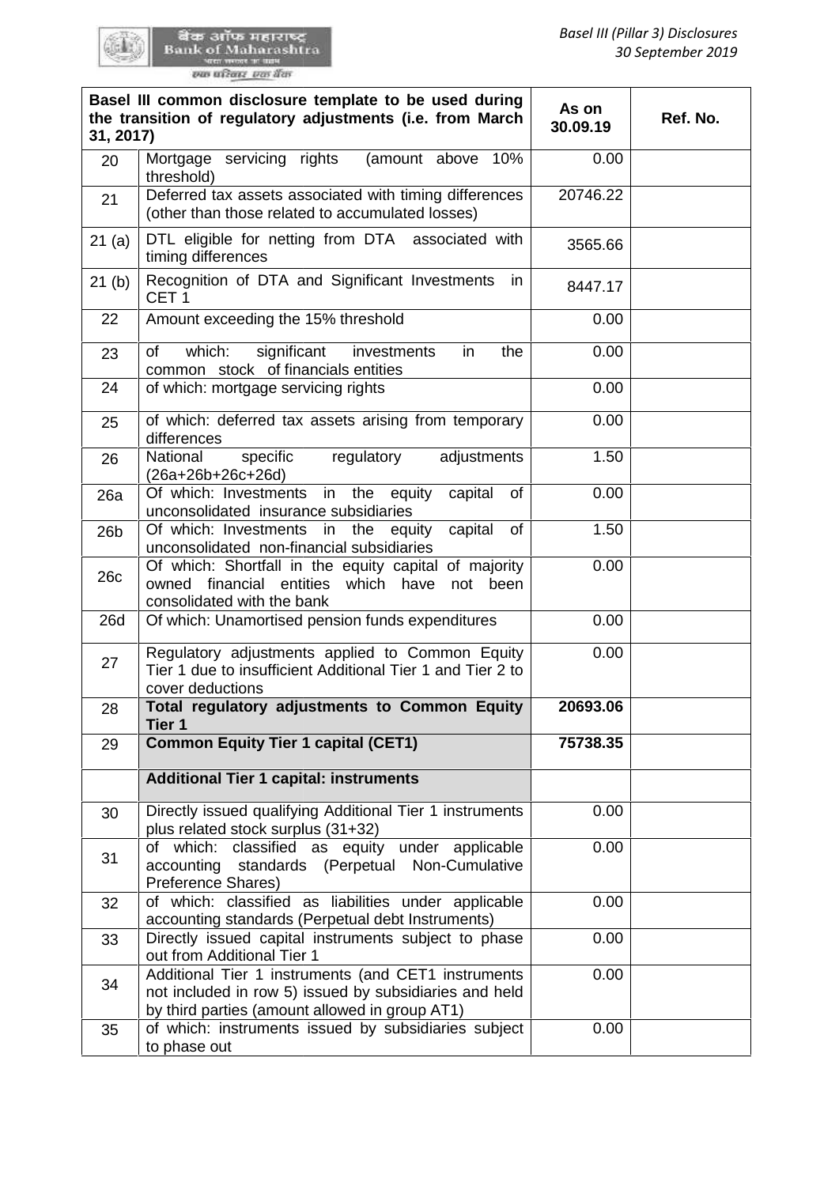| Basel III common disclosure template to be used during the transition of regulatory adjustments (i.e. from March 31, 2017) | | As on 30.09.19 | Ref. No. |
|---|---|---|---|
| 20 | Mortgage servicing rights (amount above 10% threshold) | 0.00 | |
| 21 | Deferred tax assets associated with timing differences (other than those related to accumulated losses) | 20746.22 | |
| 21 (a) | DTL eligible for netting from DTA associated with timing differences | 3565.66 | |
| 21 (b) | Recognition of DTA and Significant Investments in CET 1 | 8447.17 | |
| 22 | Amount exceeding the 15% threshold | 0.00 | |
| 23 | of which: significant investments in the common stock of financials entities | 0.00 | |
| 24 | of which: mortgage servicing rights | 0.00 | |
| 25 | of which: deferred tax assets arising from temporary differences | 0.00 | |
| 26 | National specific regulatory adjustments (26a+26b+26c+26d) | 1.50 | |
| 26a | Of which: Investments in the equity capital of unconsolidated insurance subsidiaries | 0.00 | |
| 26b | Of which: Investments in the equity capital of unconsolidated non-financial subsidiaries | 1.50 | |
| 26c | Of which: Shortfall in the equity capital of majority owned financial entities which have not been consolidated with the bank | 0.00 | |
| 26d | Of which: Unamortised pension funds expenditures | 0.00 | |
| 27 | Regulatory adjustments applied to Common Equity Tier 1 due to insufficient Additional Tier 1 and Tier 2 to cover deductions | 0.00 | |
| 28 | **Total regulatory adjustments to Common Equity Tier 1** | **20693.06** | |
| 29 | **Common Equity Tier 1 capital (CET1)** | **75738.35** | |
| | **Additional Tier 1 capital: instruments** | | |
| 30 | Directly issued qualifying Additional Tier 1 instruments plus related stock surplus (31+32) | 0.00 | |
| 31 | of which: classified as equity under applicable accounting standards (Perpetual Non-Cumulative Preference Shares) | 0.00 | |
| 32 | of which: classified as liabilities under applicable accounting standards (Perpetual debt Instruments) | 0.00 | |
| 33 | Directly issued capital instruments subject to phase out from Additional Tier 1 | 0.00 | |
| 34 | Additional Tier 1 instruments (and CET1 instruments not included in row 5) issued by subsidiaries and held by third parties (amount allowed in group AT1) | 0.00 | |
| 35 | of which: instruments issued by subsidiaries subject to phase out | 0.00 | |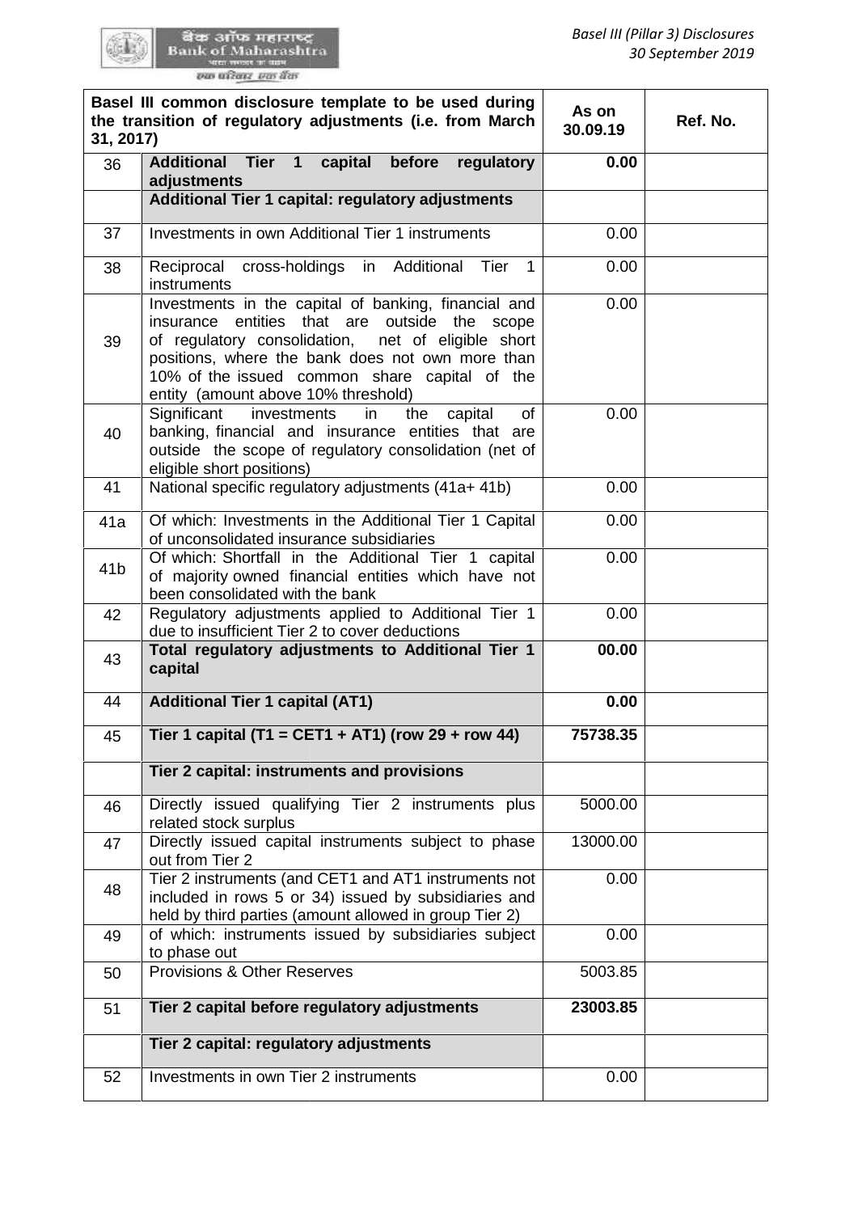| Basel III common disclosure template to be used during the transition of regulatory adjustments (i.e. from March 31, 2017) | | As on 30.09.19 | Ref. No. |
|---|---|---|---|
| 36 | **Additional Tier 1 capital before regulatory adjustments** | **0.00** | |
| | **Additional Tier 1 capital: regulatory adjustments** | | |
| 37 | Investments in own Additional Tier 1 instruments | 0.00 | |
| 38 | Reciprocal cross-holdings in Additional Tier 1 instruments | 0.00 | |
| 39 | Investments in the capital of banking, financial and insurance entities that are outside the scope of regulatory consolidation, net of eligible short positions, where the bank does not own more than 10% of the issued common share capital of the entity (amount above 10% threshold) | 0.00 | |
| 40 | Significant investments in the capital of banking, financial and insurance entities that are outside the scope of regulatory consolidation (net of eligible short positions) | 0.00 | |
| 41 | National specific regulatory adjustments (41a+ 41b) | 0.00 | |
| 41a | Of which: Investments in the Additional Tier 1 Capital of unconsolidated insurance subsidiaries | 0.00 | |
| 41b | Of which: Shortfall in the Additional Tier 1 capital of majority owned financial entities which have not been consolidated with the bank | 0.00 | |
| 42 | Regulatory adjustments applied to Additional Tier 1 due to insufficient Tier 2 to cover deductions | 0.00 | |
| 43 | **Total regulatory adjustments to Additional Tier 1 capital** | **00.00** | |
| 44 | **Additional Tier 1 capital (AT1)** | **0.00** | |
| 45 | **Tier 1 capital (T1 = CET1 + AT1) (row 29 + row 44)** | **75738.35** | |
| | **Tier 2 capital: instruments and provisions** | | |
| 46 | Directly issued qualifying Tier 2 instruments plus related stock surplus | 5000.00 | |
| 47 | Directly issued capital instruments subject to phase out from Tier 2 | 13000.00 | |
| 48 | Tier 2 instruments (and CET1 and AT1 instruments not included in rows 5 or 34) issued by subsidiaries and held by third parties (amount allowed in group Tier 2) | 0.00 | |
| 49 | of which: instruments issued by subsidiaries subject to phase out | 0.00 | |
| 50 | Provisions & Other Reserves | 5003.85 | |
| 51 | **Tier 2 capital before regulatory adjustments** | **23003.85** | |
| | **Tier 2 capital: regulatory adjustments** | | |
| 52 | Investments in own Tier 2 instruments | 0.00 | |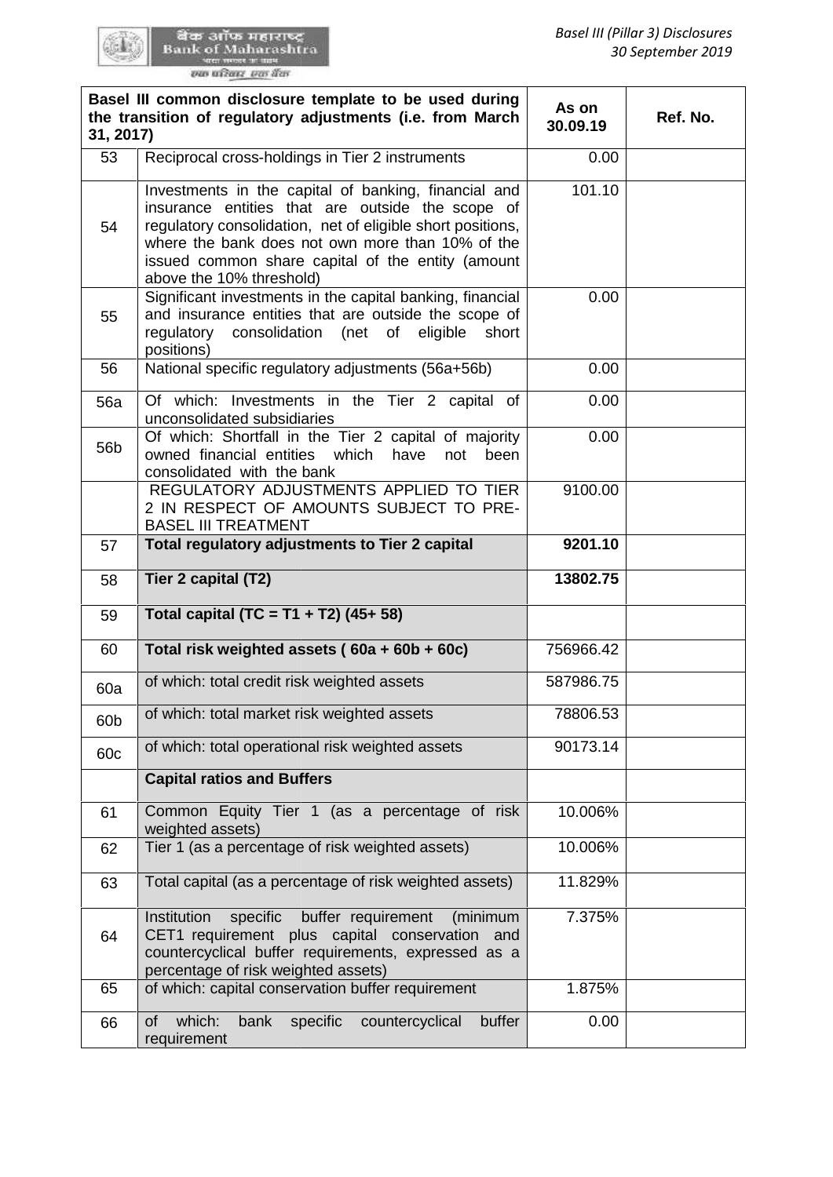| | Basel III common disclosure template to be used during the transition of regulatory adjustments (i.e. from March 31, 2017) | As on 30.09.19 | Ref. No. |
|---|---|---|---|
| 53 | Reciprocal cross-holdings in Tier 2 instruments | 0.00 | |
| 54 | Investments in the capital of banking, financial and insurance entities that are outside the scope of regulatory consolidation, net of eligible short positions, where the bank does not own more than 10% of the issued common share capital of the entity (amount above the 10% threshold) | 101.10 | |
| 55 | Significant investments in the capital banking, financial and insurance entities that are outside the scope of regulatory consolidation (net of eligible short positions) | 0.00 | |
| 56 | National specific regulatory adjustments (56a+56b) | 0.00 | |
| 56a | Of which: Investments in the Tier 2 capital of unconsolidated subsidiaries | 0.00 | |
| 56b | Of which: Shortfall in the Tier 2 capital of majority owned financial entities which have not been consolidated with the bank | 0.00 | |
| | REGULATORY ADJUSTMENTS APPLIED TO TIER 2 IN RESPECT OF AMOUNTS SUBJECT TO PRE-BASEL III TREATMENT | 9100.00 | |
| 57 | **Total regulatory adjustments to Tier 2 capital** | **9201.10** | |
| 58 | **Tier 2 capital (T2)** | **13802.75** | |
| 59 | **Total capital (TC = T1 + T2) (45+ 58)** | | |
| 60 | **Total risk weighted assets ( 60a + 60b + 60c)** | 756966.42 | |
| 60a | of which: total credit risk weighted assets | 587986.75 | |
| 60b | of which: total market risk weighted assets | 78806.53 | |
| 60c | of which: total operational risk weighted assets | 90173.14 | |
| | **Capital ratios and Buffers** | | |
| 61 | Common Equity Tier 1 (as a percentage of risk weighted assets) | 10.006% | |
| 62 | Tier 1 (as a percentage of risk weighted assets) | 10.006% | |
| 63 | Total capital (as a percentage of risk weighted assets) | 11.829% | |
| 64 | Institution specific buffer requirement (minimum CET1 requirement plus capital conservation and countercyclical buffer requirements, expressed as a percentage of risk weighted assets) | 7.375% | |
| 65 | of which: capital conservation buffer requirement | 1.875% | |
| 66 | of which: bank specific countercyclical buffer requirement | 0.00 | |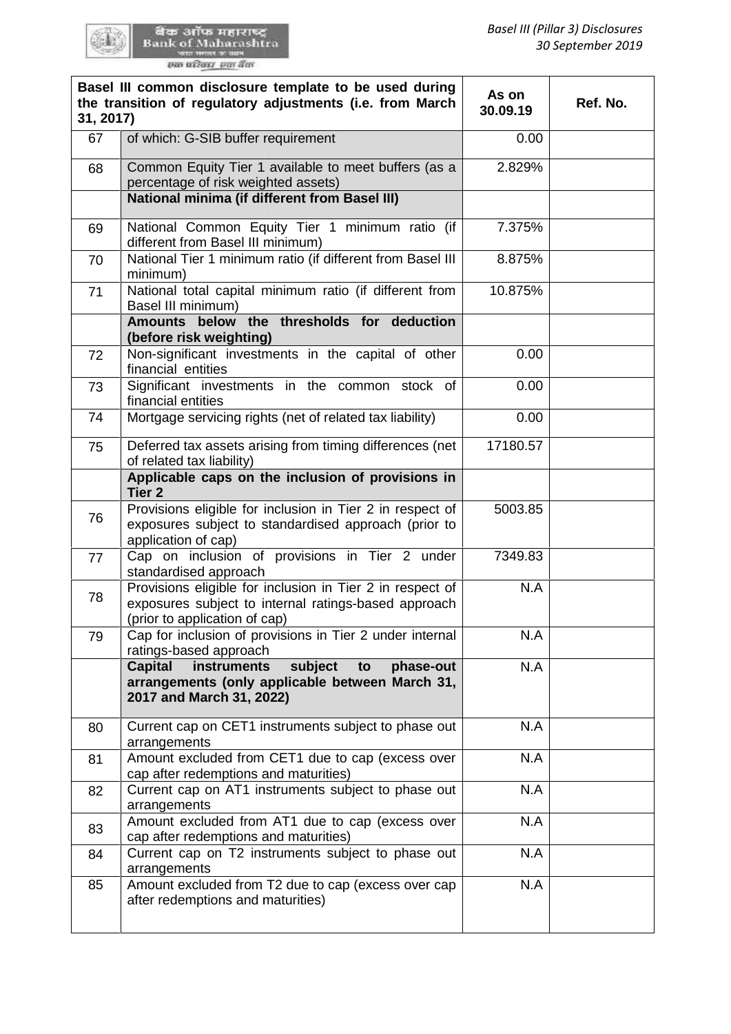| | Basel III common disclosure template to be used during the transition of regulatory adjustments (i.e. from March 31, 2017) | As on 30.09.19 | Ref. No. |
|---|---|---|---|
| 67 | of which: G-SIB buffer requirement | 0.00 | |
| 68 | Common Equity Tier 1 available to meet buffers (as a percentage of risk weighted assets) | 2.829% | |
| | **National minima (if different from Basel III)** | | |
| 69 | National Common Equity Tier 1 minimum ratio (if different from Basel III minimum) | 7.375% | |
| 70 | National Tier 1 minimum ratio (if different from Basel III minimum) | 8.875% | |
| 71 | National total capital minimum ratio (if different from Basel III minimum) | 10.875% | |
| | **Amounts below the thresholds for deduction (before risk weighting)** | | |
| 72 | Non-significant investments in the capital of other financial entities | 0.00 | |
| 73 | Significant investments in the common stock of financial entities | 0.00 | |
| 74 | Mortgage servicing rights (net of related tax liability) | 0.00 | |
| 75 | Deferred tax assets arising from timing differences (net of related tax liability) | 17180.57 | |
| | **Applicable caps on the inclusion of provisions in Tier 2** | | |
| 76 | Provisions eligible for inclusion in Tier 2 in respect of exposures subject to standardised approach (prior to application of cap) | 5003.85 | |
| 77 | Cap on inclusion of provisions in Tier 2 under standardised approach | 7349.83 | |
| 78 | Provisions eligible for inclusion in Tier 2 in respect of exposures subject to internal ratings-based approach (prior to application of cap) | N.A | |
| 79 | Cap for inclusion of provisions in Tier 2 under internal ratings-based approach | N.A | |
| | **Capital instruments subject to phase-out arrangements (only applicable between March 31, 2017 and March 31, 2022)** | N.A | |
| 80 | Current cap on CET1 instruments subject to phase out arrangements | N.A | |
| 81 | Amount excluded from CET1 due to cap (excess over cap after redemptions and maturities) | N.A | |
| 82 | Current cap on AT1 instruments subject to phase out arrangements | N.A | |
| 83 | Amount excluded from AT1 due to cap (excess over cap after redemptions and maturities) | N.A | |
| 84 | Current cap on T2 instruments subject to phase out arrangements | N.A | |
| 85 | Amount excluded from T2 due to cap (excess over cap after redemptions and maturities) | N.A | |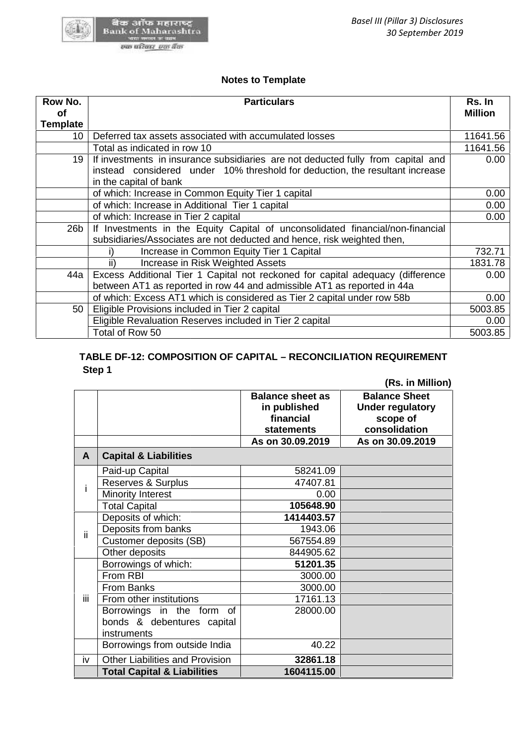### Notes to Template

| Row No. of Template | Particulars | Rs. In Million |
|---|---|---|
| 10 | Deferred tax assets associated with accumulated losses | 11641.56 |
| | Total as indicated in row 10 | 11641.56 |
| 19 | If investments in insurance subsidiaries are not deducted fully from capital and instead considered under 10% threshold for deduction, the resultant increase in the capital of bank | 0.00 |
| | of which: Increase in Common Equity Tier 1 capital | 0.00 |
| | of which: Increase in Additional Tier 1 capital | 0.00 |
| | of which: Increase in Tier 2 capital | 0.00 |
| 26b | If Investments in the Equity Capital of unconsolidated financial/non-financial subsidiaries/Associates are not deducted and hence, risk weighted then, | |
| | i) Increase in Common Equity Tier 1 Capital | 732.71 |
| | ii) Increase in Risk Weighted Assets | 1831.78 |
| 44a | Excess Additional Tier 1 Capital not reckoned for capital adequacy (difference between AT1 as reported in row 44 and admissible AT1 as reported in 44a | 0.00 |
| | of which: Excess AT1 which is considered as Tier 2 capital under row 58b | 0.00 |
| 50 | Eligible Provisions included in Tier 2 capital | 5003.85 |
| | Eligible Revaluation Reserves included in Tier 2 capital | 0.00 |
| | Total of Row 50 | 5003.85 |

### TABLE DF-12: COMPOSITION OF CAPITAL – RECONCILIATION REQUIREMENT

**Step 1**

**(Rs. in Million)**

| | | Balance sheet as in published financial statements | Balance Sheet Under regulatory scope of consolidation |
|---|---|---|---|
| | | As on 30.09.2019 | As on 30.09.2019 |
| **A** | **Capital & Liabilities** | | |
| i | Paid-up Capital | 58241.09 | |
| | Reserves & Surplus | 47407.81 | |
| | Minority Interest | 0.00 | |
| | Total Capital | **105648.90** | |
| ii | Deposits of which: | **1414403.57** | |
| | Deposits from banks | 1943.06 | |
| | Customer deposits (SB) | 567554.89 | |
| | Other deposits | 844905.62 | |
| iii | Borrowings of which: | **51201.35** | |
| | From RBI | 3000.00 | |
| | From Banks | 3000.00 | |
| | From other institutions | 17161.13 | |
| | Borrowings in the form of bonds & debentures capital instruments | 28000.00 | |
| | Borrowings from outside India | 40.22 | |
| iv | Other Liabilities and Provision | **32861.18** | |
| | **Total Capital & Liabilities** | **1604115.00** | |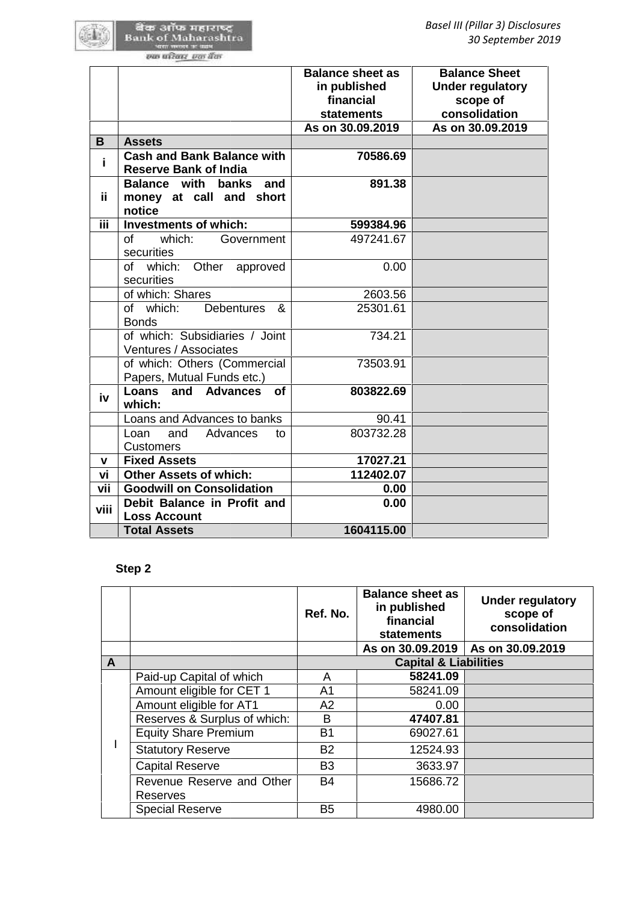| | | Balance sheet as in published financial statements | Balance Sheet Under regulatory scope of consolidation |
|---|---|---|---|
| | | As on 30.09.2019 | As on 30.09.2019 |
| **B** | **Assets** | | |
| **i** | **Cash and Bank Balance with Reserve Bank of India** | **70586.69** | |
| **ii** | **Balance with banks and money at call and short notice** | **891.38** | |
| **iii** | **Investments of which:** | **599384.96** | |
| | of which: Government securities | 497241.67 | |
| | of which: Other approved securities | 0.00 | |
| | of which: Shares | 2603.56 | |
| | of which: Debentures & Bonds | 25301.61 | |
| | of which: Subsidiaries / Joint Ventures / Associates | 734.21 | |
| | of which: Others (Commercial Papers, Mutual Funds etc.) | 73503.91 | |
| **iv** | **Loans and Advances of which:** | **803822.69** | |
| | Loans and Advances to banks | 90.41 | |
| | Loan and Advances to Customers | 803732.28 | |
| **v** | **Fixed Assets** | **17027.21** | |
| **vi** | **Other Assets of which:** | **112402.07** | |
| **vii** | **Goodwill on Consolidation** | **0.00** | |
| **viii** | **Debit Balance in Profit and Loss Account** | **0.00** | |
| | **Total Assets** | **1604115.00** | |

**Step 2**

| | | Ref. No. | Balance sheet as in published financial statements | Under regulatory scope of consolidation |
|---|---|---|---|---|
| | | | As on 30.09.2019 | As on 30.09.2019 |
| **A** | | **Capital & Liabilities** | | |
| I | Paid-up Capital of which | A | **58241.09** | |
| | Amount eligible for CET 1 | A1 | 58241.09 | |
| | Amount eligible for AT1 | A2 | 0.00 | |
| | Reserves & Surplus of which: | B | **47407.81** | |
| | Equity Share Premium | B1 | 69027.61 | |
| | Statutory Reserve | B2 | 12524.93 | |
| | Capital Reserve | B3 | 3633.97 | |
| | Revenue Reserve and Other Reserves | B4 | 15686.72 | |
| | Special Reserve | B5 | 4980.00 | |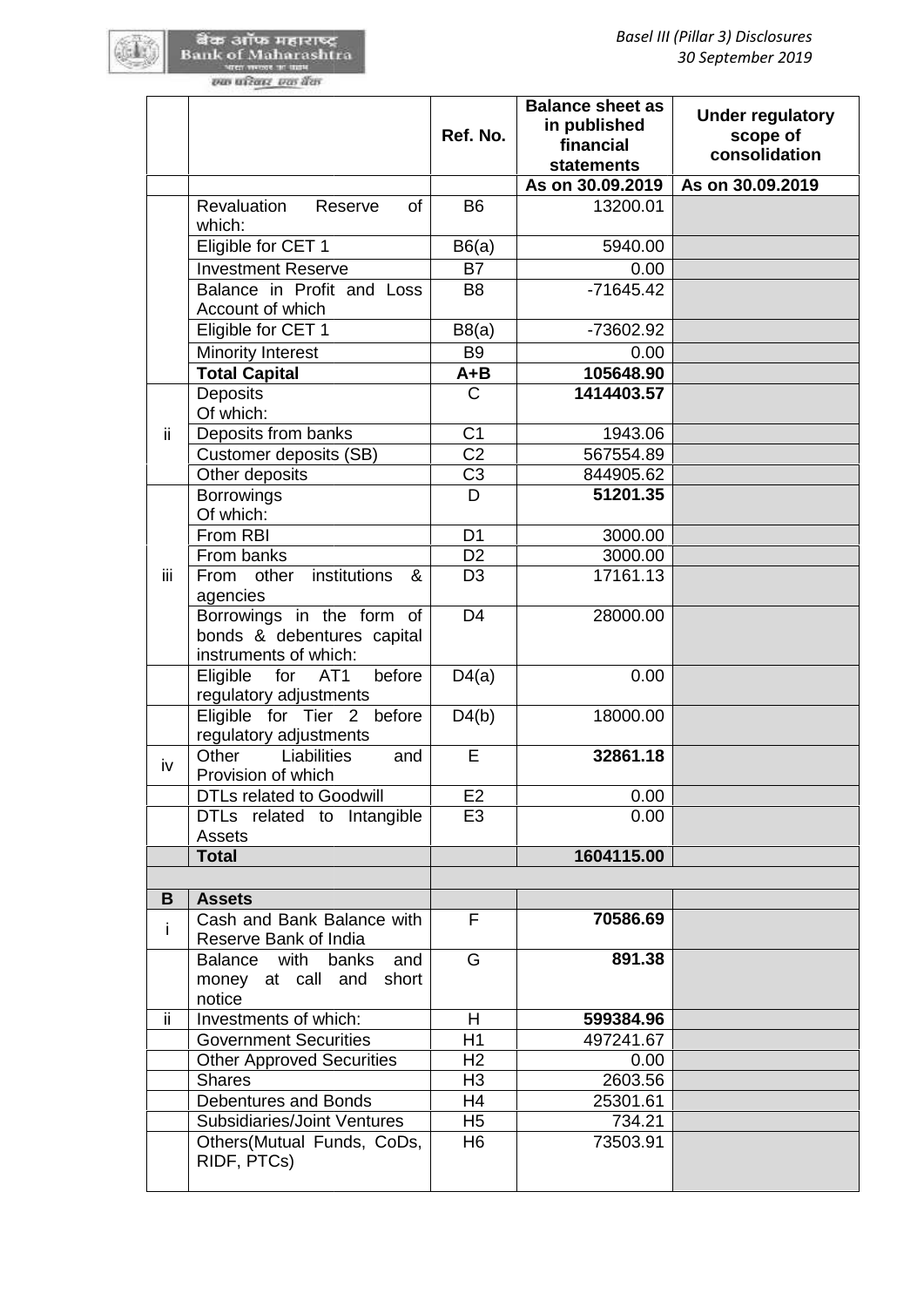| | | Ref. No. | Balance sheet as in published financial statements | Under regulatory scope of consolidation |
|---|---|---|---|---|
| | | | As on 30.09.2019 | As on 30.09.2019 |
| | Revaluation Reserve of which: | B6 | 13200.01 | |
| | Eligible for CET 1 | B6(a) | 5940.00 | |
| | Investment Reserve | B7 | 0.00 | |
| | Balance in Profit and Loss Account of which | B8 | -71645.42 | |
| | Eligible for CET 1 | B8(a) | -73602.92 | |
| | Minority Interest | B9 | 0.00 | |
| | **Total Capital** | **A+B** | **105648.90** | |
| ii | Deposits Of which: | C | **1414403.57** | |
| | Deposits from banks | C1 | 1943.06 | |
| | Customer deposits (SB) | C2 | 567554.89 | |
| | Other deposits | C3 | 844905.62 | |
| iii | Borrowings Of which: | D | **51201.35** | |
| | From RBI | D1 | 3000.00 | |
| | From banks | D2 | 3000.00 | |
| | From other institutions & agencies | D3 | 17161.13 | |
| | Borrowings in the form of bonds & debentures capital instruments of which: | D4 | 28000.00 | |
| | Eligible for AT1 before regulatory adjustments | D4(a) | 0.00 | |
| | Eligible for Tier 2 before regulatory adjustments | D4(b) | 18000.00 | |
| iv | Other Liabilities and Provision of which | E | **32861.18** | |
| | DTLs related to Goodwill | E2 | 0.00 | |
| | DTLs related to Intangible Assets | E3 | 0.00 | |
| | **Total** | | **1604115.00** | |
| | | | | |
| **B** | **Assets** | | | |
| i | Cash and Bank Balance with Reserve Bank of India | F | **70586.69** | |
| | Balance with banks and money at call and short notice | G | **891.38** | |
| ii | Investments of which: | H | **599384.96** | |
| | Government Securities | H1 | 497241.67 | |
| | Other Approved Securities | H2 | 0.00 | |
| | Shares | H3 | 2603.56 | |
| | Debentures and Bonds | H4 | 25301.61 | |
| | Subsidiaries/Joint Ventures | H5 | 734.21 | |
| | Others(Mutual Funds, CoDs, RIDF, PTCs) | H6 | 73503.91 | |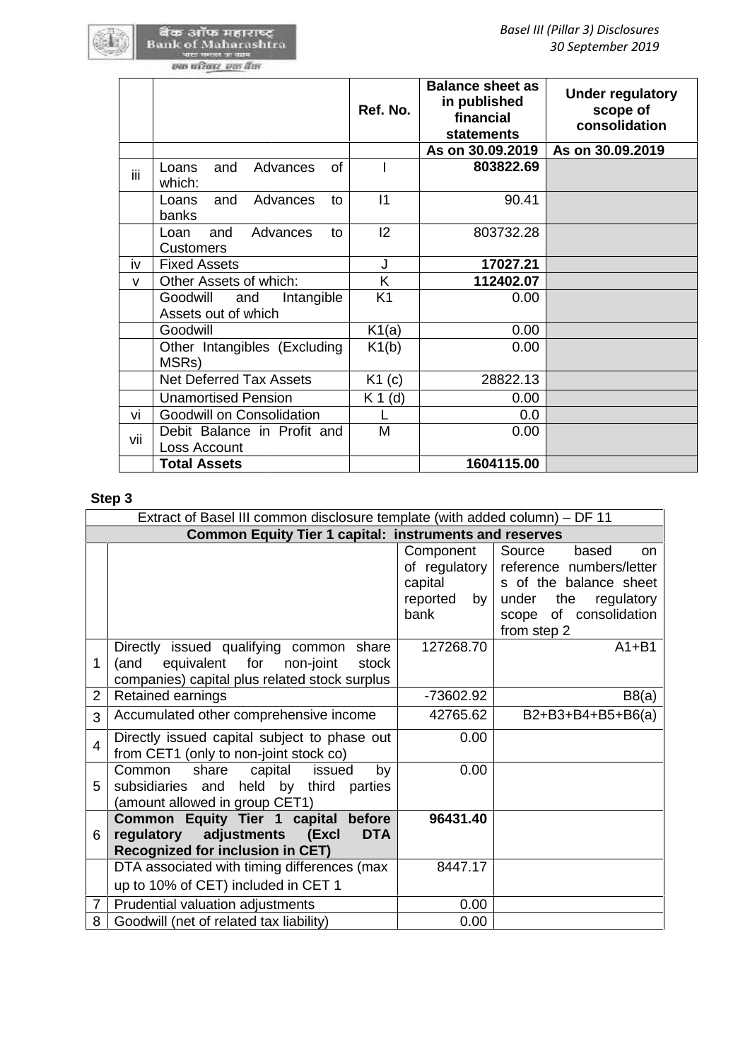| | | Ref. No. | Balance sheet as in published financial statements | Under regulatory scope of consolidation |
|---|---|---|---|---|
| | | | As on 30.09.2019 | As on 30.09.2019 |
| iii | Loans and Advances of which: | I | **803822.69** | |
| | Loans and Advances to banks | I1 | 90.41 | |
| | Loan and Advances to Customers | I2 | 803732.28 | |
| iv | Fixed Assets | J | **17027.21** | |
| v | Other Assets of which: | K | **112402.07** | |
| | Goodwill and Intangible Assets out of which | K1 | 0.00 | |
| | Goodwill | K1(a) | 0.00 | |
| | Other Intangibles (Excluding MSRs) | K1(b) | 0.00 | |
| | Net Deferred Tax Assets | K1 (c) | 28822.13 | |
| | Unamortised Pension | K 1 (d) | 0.00 | |
| vi | Goodwill on Consolidation | L | 0.0 | |
| vii | Debit Balance in Profit and Loss Account | M | 0.00 | |
| | **Total Assets** | | **1604115.00** | |

**Step 3**

| Extract of Basel III common disclosure template (with added column) – DF 11 | | | |
|---|---|---|---|
| **Common Equity Tier 1 capital: instruments and reserves** | | | |
| | | Component of regulatory capital reported by bank | Source based on reference numbers/letters of the balance sheet under the regulatory scope of consolidation from step 2 |
| 1 | Directly issued qualifying common share (and equivalent for non-joint stock companies) capital plus related stock surplus | 127268.70 | A1+B1 |
| 2 | Retained earnings | -73602.92 | B8(a) |
| 3 | Accumulated other comprehensive income | 42765.62 | B2+B3+B4+B5+B6(a) |
| 4 | Directly issued capital subject to phase out from CET1 (only to non-joint stock co) | 0.00 | |
| 5 | Common share capital issued by subsidiaries and held by third parties (amount allowed in group CET1) | 0.00 | |
| 6 | **Common Equity Tier 1 capital before regulatory adjustments (Excl DTA Recognized for inclusion in CET)** | **96431.40** | |
| | DTA associated with timing differences (max up to 10% of CET) included in CET 1 | 8447.17 | |
| 7 | Prudential valuation adjustments | 0.00 | |
| 8 | Goodwill (net of related tax liability) | 0.00 | |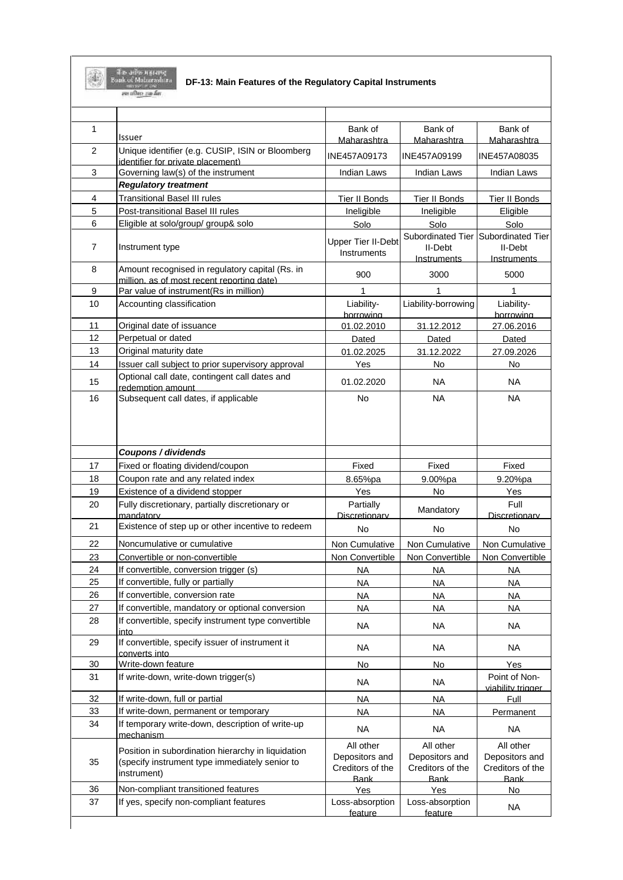# DF-13: Main Features of the Regulatory Capital Instruments

| | | | | |
|---|---|---|---|---|
| 1 | Issuer | Bank of Maharashtra | Bank of Maharashtra | Bank of Maharashtra |
| 2 | Unique identifier (e.g. CUSIP, ISIN or Bloomberg identifier for private placement) | INE457A09173 | INE457A09199 | INE457A08035 |
| 3 | Governing law(s) of the instrument | Indian Laws | Indian Laws | Indian Laws |
| | ***Regulatory treatment*** | | | |
| 4 | Transitional Basel III rules | Tier II Bonds | Tier II Bonds | Tier II Bonds |
| 5 | Post-transitional Basel III rules | Ineligible | Ineligible | Eligible |
| 6 | Eligible at solo/group/ group& solo | Solo | Solo | Solo |
| 7 | Instrument type | Upper Tier II-Debt Instruments | Subordinated Tier II-Debt Instruments | Subordinated Tier II-Debt Instruments |
| 8 | Amount recognised in regulatory capital (Rs. in million, as of most recent reporting date) | 900 | 3000 | 5000 |
| 9 | Par value of instrument(Rs in million) | 1 | 1 | 1 |
| 10 | Accounting classification | Liability-borrowing | Liability-borrowing | Liability-borrowing |
| 11 | Original date of issuance | 01.02.2010 | 31.12.2012 | 27.06.2016 |
| 12 | Perpetual or dated | Dated | Dated | Dated |
| 13 | Original maturity date | 01.02.2025 | 31.12.2022 | 27.09.2026 |
| 14 | Issuer call subject to prior supervisory approval | Yes | No | No |
| 15 | Optional call date, contingent call dates and redemption amount | 01.02.2020 | NA | NA |
| 16 | Subsequent call dates, if applicable | No | NA | NA |
| | ***Coupons / dividends*** | | | |
| 17 | Fixed or floating dividend/coupon | Fixed | Fixed | Fixed |
| 18 | Coupon rate and any related index | 8.65%pa | 9.00%pa | 9.20%pa |
| 19 | Existence of a dividend stopper | Yes | No | Yes |
| 20 | Fully discretionary, partially discretionary or mandatory | Partially Discretionary | Mandatory | Full Discretionary |
| 21 | Existence of step up or other incentive to redeem | No | No | No |
| 22 | Noncumulative or cumulative | Non Cumulative | Non Cumulative | Non Cumulative |
| 23 | Convertible or non-convertible | Non Convertible | Non Convertible | Non Convertible |
| 24 | If convertible, conversion trigger (s) | NA | NA | NA |
| 25 | If convertible, fully or partially | NA | NA | NA |
| 26 | If convertible, conversion rate | NA | NA | NA |
| 27 | If convertible, mandatory or optional conversion | NA | NA | NA |
| 28 | If convertible, specify instrument type convertible into | NA | NA | NA |
| 29 | If convertible, specify issuer of instrument it converts into | NA | NA | NA |
| 30 | Write-down feature | No | No | Yes |
| 31 | If write-down, write-down trigger(s) | NA | NA | Point of Non-viability trigger |
| 32 | If write-down, full or partial | NA | NA | Full |
| 33 | If write-down, permanent or temporary | NA | NA | Permanent |
| 34 | If temporary write-down, description of write-up mechanism | NA | NA | NA |
| 35 | Position in subordination hierarchy in liquidation (specify instrument type immediately senior to instrument) | All other Depositors and Creditors of the Bank | All other Depositors and Creditors of the Bank | All other Depositors and Creditors of the Bank |
| 36 | Non-compliant transitioned features | Yes | Yes | No |
| 37 | If yes, specify non-compliant features | Loss-absorption feature | Loss-absorption feature | NA |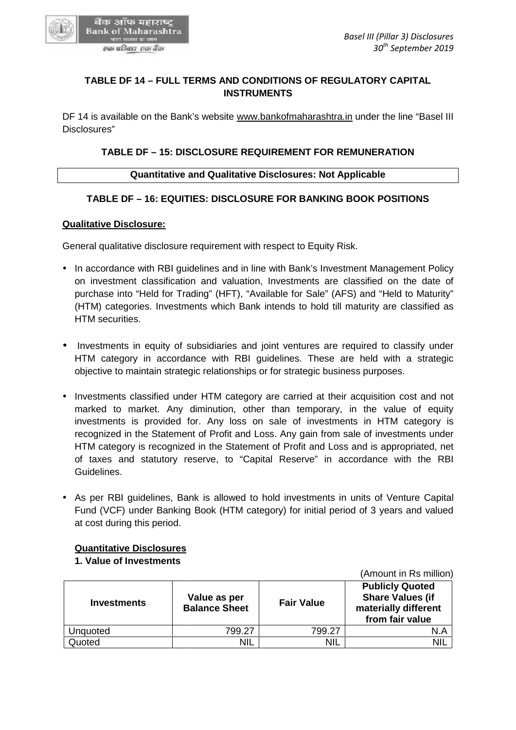## TABLE DF 14 – FULL TERMS AND CONDITIONS OF REGULATORY CAPITAL INSTRUMENTS

DF 14 is available on the Bank's website www.bankofmaharashtra.in under the line "Basel III Disclosures"

## TABLE DF – 15: DISCLOSURE REQUIREMENT FOR REMUNERATION

| Quantitative and Qualitative Disclosures: Not Applicable |
|---|

## TABLE DF – 16: EQUITIES: DISCLOSURE FOR BANKING BOOK POSITIONS

**Qualitative Disclosure:**

General qualitative disclosure requirement with respect to Equity Risk.

- In accordance with RBI guidelines and in line with Bank's Investment Management Policy on investment classification and valuation, Investments are classified on the date of purchase into "Held for Trading" (HFT), "Available for Sale" (AFS) and "Held to Maturity" (HTM) categories. Investments which Bank intends to hold till maturity are classified as HTM securities.

- Investments in equity of subsidiaries and joint ventures are required to classify under HTM category in accordance with RBI guidelines. These are held with a strategic objective to maintain strategic relationships or for strategic business purposes.

- Investments classified under HTM category are carried at their acquisition cost and not marked to market. Any diminution, other than temporary, in the value of equity investments is provided for. Any loss on sale of investments in HTM category is recognized in the Statement of Profit and Loss. Any gain from sale of investments under HTM category is recognized in the Statement of Profit and Loss and is appropriated, net of taxes and statutory reserve, to "Capital Reserve" in accordance with the RBI Guidelines.

- As per RBI guidelines, Bank is allowed to hold investments in units of Venture Capital Fund (VCF) under Banking Book (HTM category) for initial period of 3 years and valued at cost during this period.

**Quantitative Disclosures**

**1. Value of Investments**

(Amount in Rs million)

| Investments | Value as per Balance Sheet | Fair Value | Publicly Quoted Share Values (if materially different from fair value |
|---|---|---|---|
| Unquoted | 799.27 | 799.27 | N.A |
| Quoted | NIL | NIL | NIL |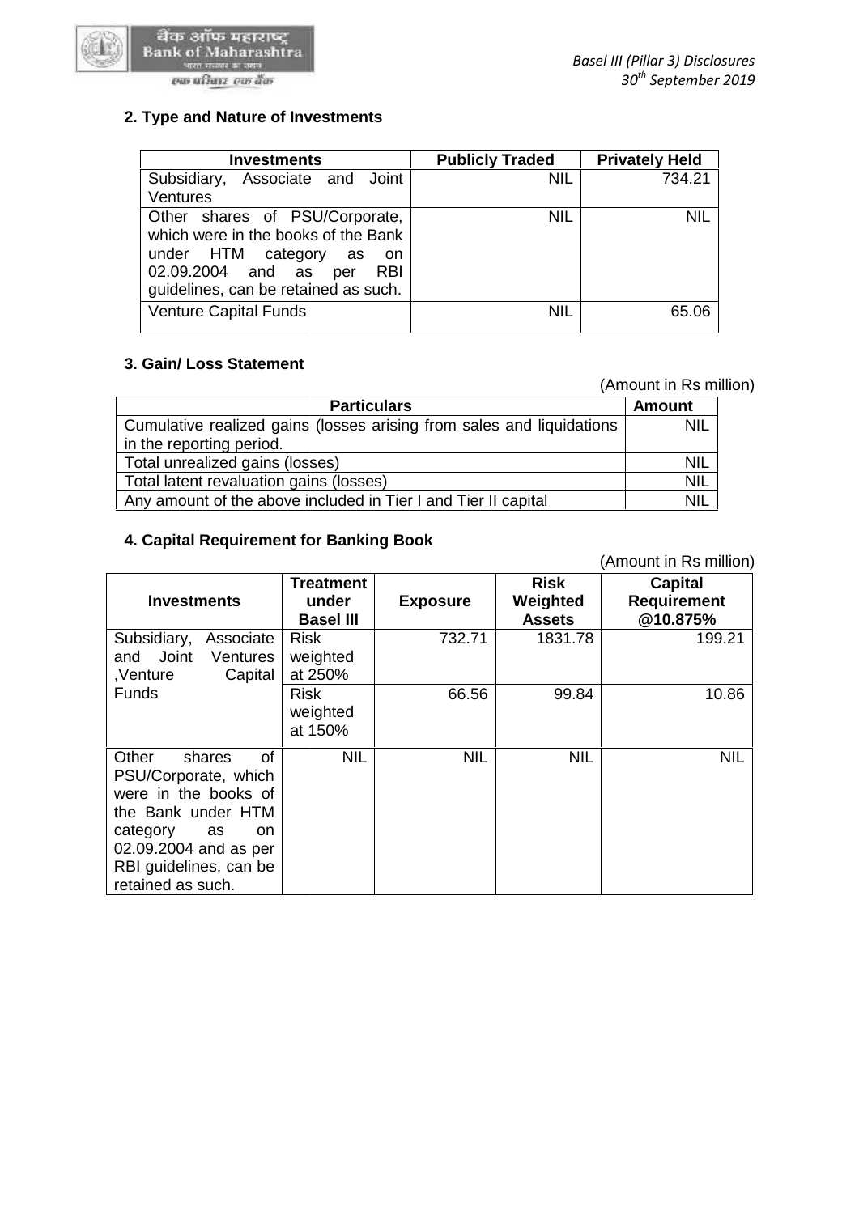## 2. Type and Nature of Investments

| Investments | Publicly Traded | Privately Held |
|---|---|---|
| Subsidiary, Associate and Joint Ventures | NIL | 734.21 |
| Other shares of PSU/Corporate, which were in the books of the Bank under HTM category as on 02.09.2004 and as per RBI guidelines, can be retained as such. | NIL | NIL |
| Venture Capital Funds | NIL | 65.06 |

## 3. Gain/ Loss Statement

(Amount in Rs million)

| Particulars | Amount |
|---|---|
| Cumulative realized gains (losses arising from sales and liquidations in the reporting period. | NIL |
| Total unrealized gains (losses) | NIL |
| Total latent revaluation gains (losses) | NIL |
| Any amount of the above included in Tier I and Tier II capital | NIL |

## 4. Capital Requirement for Banking Book

(Amount in Rs million)

| Investments | Treatment under Basel III | Exposure | Risk Weighted Assets | Capital Requirement @10.875% |
|---|---|---|---|---|
| Subsidiary, Associate and Joint Ventures ,Venture Capital Funds | Risk weighted at 250% | 732.71 | 1831.78 | 199.21 |
| | Risk weighted at 150% | 66.56 | 99.84 | 10.86 |
| Other shares of PSU/Corporate, which were in the books of the Bank under HTM category as on 02.09.2004 and as per RBI guidelines, can be retained as such. | NIL | NIL | NIL | NIL |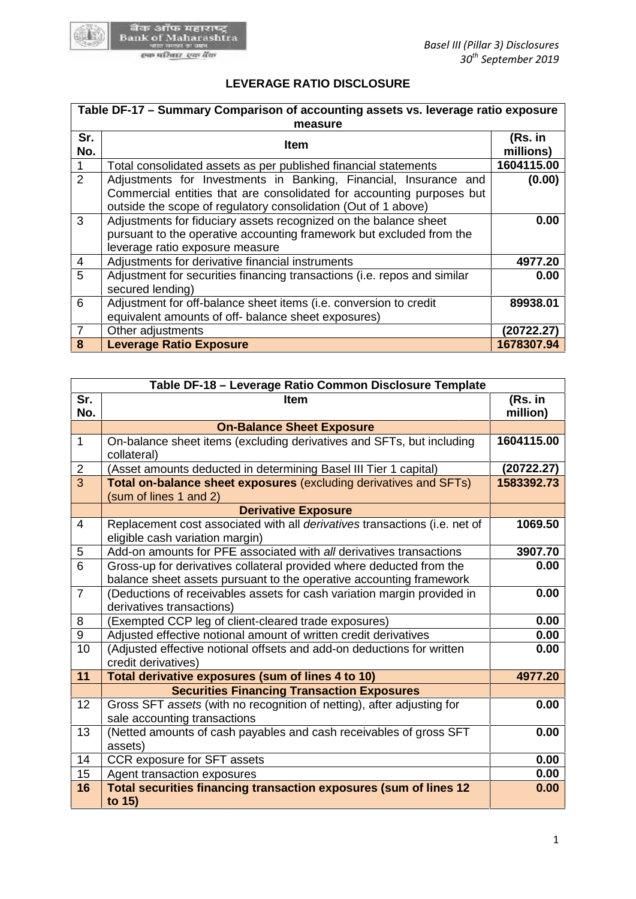# LEVERAGE RATIO DISCLOSURE

| Table DF-17 – Summary Comparison of accounting assets vs. leverage ratio exposure measure | | |
|---|---|---|
| **Sr. No.** | **Item** | **(Rs. in millions)** |
| 1 | Total consolidated assets as per published financial statements | **1604115.00** |
| 2 | Adjustments for Investments in Banking, Financial, Insurance and Commercial entities that are consolidated for accounting purposes but outside the scope of regulatory consolidation (Out of 1 above) | **(0.00)** |
| 3 | Adjustments for fiduciary assets recognized on the balance sheet pursuant to the operative accounting framework but excluded from the leverage ratio exposure measure | **0.00** |
| 4 | Adjustments for derivative financial instruments | **4977.20** |
| 5 | Adjustment for securities financing transactions (i.e. repos and similar secured lending) | **0.00** |
| 6 | Adjustment for off-balance sheet items (i.e. conversion to credit equivalent amounts of off- balance sheet exposures) | **89938.01** |
| 7 | Other adjustments | **(20722.27)** |
| **8** | **Leverage Ratio Exposure** | **1678307.94** |

| Table DF-18 – Leverage Ratio Common Disclosure Template | | |
|---|---|---|
| **Sr. No.** | **Item** | **(Rs. in million)** |
| | **On-Balance Sheet Exposure** | |
| 1 | On-balance sheet items (excluding derivatives and SFTs, but including collateral) | **1604115.00** |
| 2 | (Asset amounts deducted in determining Basel III Tier 1 capital) | **(20722.27)** |
| 3 | **Total on-balance sheet exposures** (excluding derivatives and SFTs) (sum of lines 1 and 2) | **1583392.73** |
| | **Derivative Exposure** | |
| 4 | Replacement cost associated with all *derivatives* transactions (i.e. net of eligible cash variation margin) | **1069.50** |
| 5 | Add-on amounts for PFE associated with *all* derivatives transactions | **3907.70** |
| 6 | Gross-up for derivatives collateral provided where deducted from the balance sheet assets pursuant to the operative accounting framework | **0.00** |
| 7 | (Deductions of receivables assets for cash variation margin provided in derivatives transactions) | **0.00** |
| 8 | (Exempted CCP leg of client-cleared trade exposures) | **0.00** |
| 9 | Adjusted effective notional amount of written credit derivatives | **0.00** |
| 10 | (Adjusted effective notional offsets and add-on deductions for written credit derivatives) | **0.00** |
| **11** | **Total derivative exposures (sum of lines 4 to 10)** | **4977.20** |
| | **Securities Financing Transaction Exposures** | |
| 12 | Gross SFT *assets* (with no recognition of netting), after adjusting for sale accounting transactions | **0.00** |
| 13 | (Netted amounts of cash payables and cash receivables of gross SFT assets) | **0.00** |
| 14 | CCR exposure for SFT assets | **0.00** |
| 15 | Agent transaction exposures | **0.00** |
| **16** | **Total securities financing transaction exposures (sum of lines 12 to 15)** | **0.00** |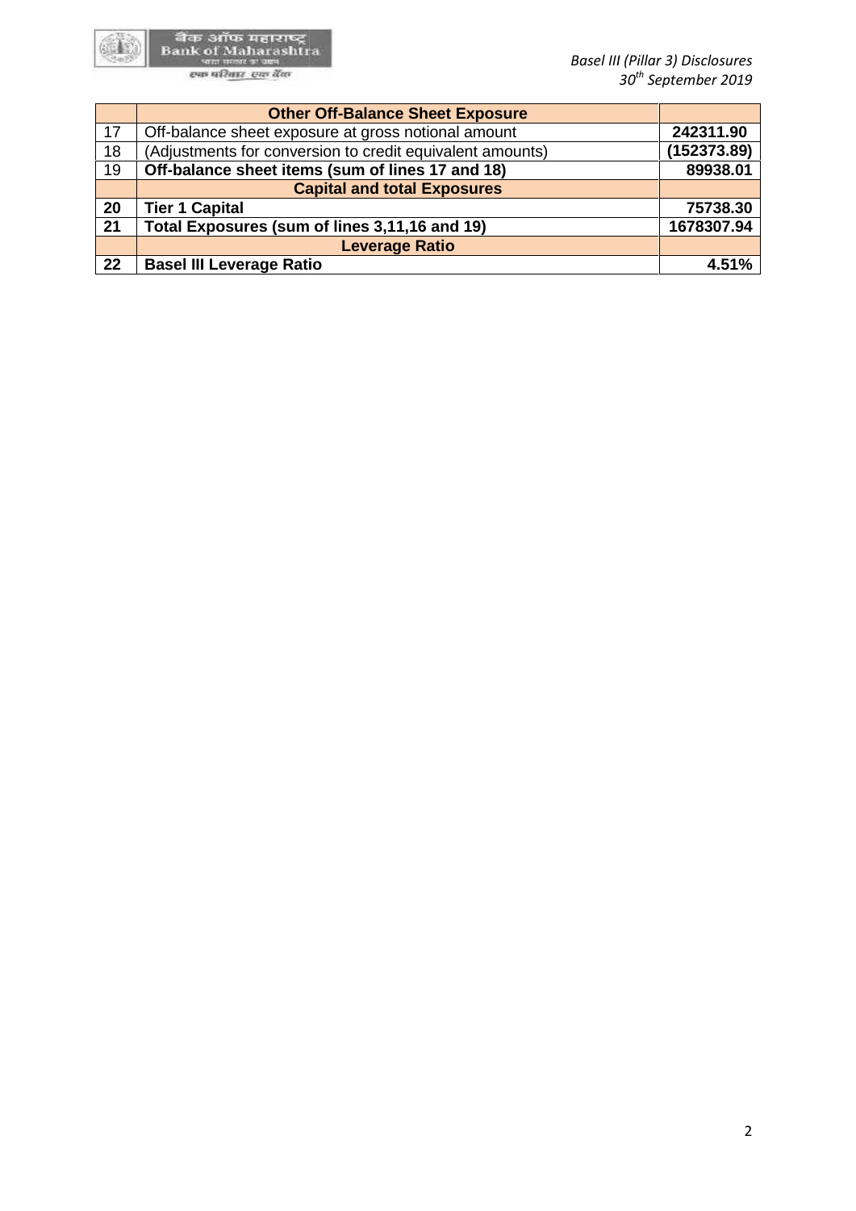| | | |
|---|---|---|
| | **Other Off-Balance Sheet Exposure** | |
| 17 | Off-balance sheet exposure at gross notional amount | **242311.90** |
| 18 | (Adjustments for conversion to credit equivalent amounts) | **(152373.89)** |
| 19 | **Off-balance sheet items (sum of lines 17 and 18)** | **89938.01** |
| | **Capital and total Exposures** | |
| **20** | **Tier 1 Capital** | **75738.30** |
| **21** | **Total Exposures (sum of lines 3,11,16 and 19)** | **1678307.94** |
| | **Leverage Ratio** | |
| **22** | **Basel III Leverage Ratio** | **4.51%** |